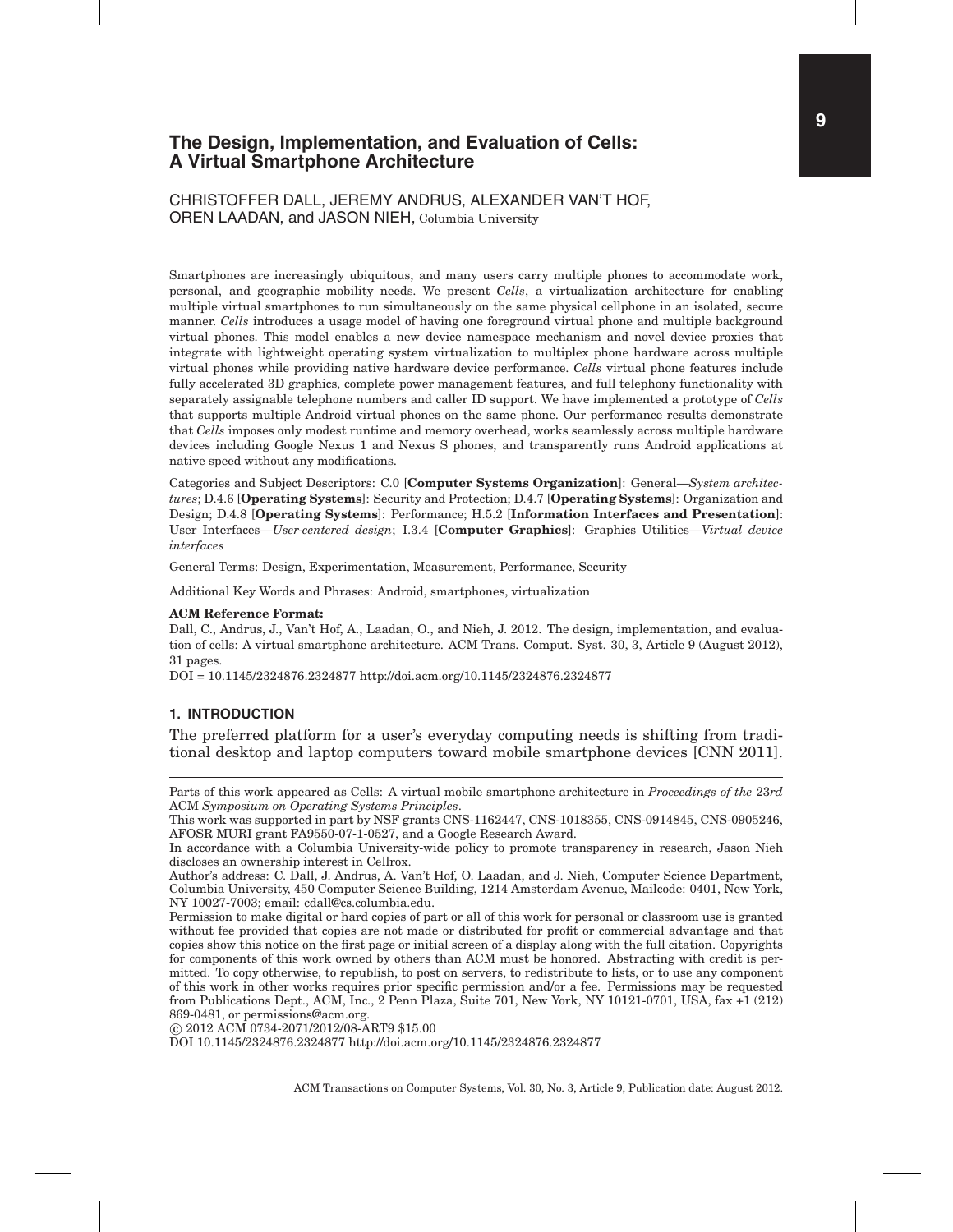# The Design, Implementation, and Evaluation of Cells: A Virtual Smartphone Architecture

CHRISTOFFER DALL, JEREMY ANDRUS, ALEXANDER VAN'T HOF, OREN LAADAN, and JASON NIEH, Columbia University

Smartphones are increasingly ubiquitous, and many users carry multiple phones to accommodate work, personal, and geographic mobility needs. We present *Cells*, a virtualization architecture for enabling multiple virtual smartphones to run simultaneously on the same physical cellphone in an isolated, secure manner. *Cells* introduces a usage model of having one foreground virtual phone and multiple background virtual phones. This model enables a new device namespace mechanism and novel device proxies that integrate with lightweight operating system virtualization to multiplex phone hardware across multiple virtual phones while providing native hardware device performance. *Cells* virtual phone features include fully accelerated 3D graphics, complete power management features, and full telephony functionality with separately assignable telephone numbers and caller ID support. We have implemented a prototype of *Cells* that supports multiple Android virtual phones on the same phone. Our performance results demonstrate that *Cells* imposes only modest runtime and memory overhead, works seamlessly across multiple hardware devices including Google Nexus 1 and Nexus S phones, and transparently runs Android applications at native speed without any modifications.

Categories and Subject Descriptors: C.0 [**Computer Systems Organization**]: General—*System architectures*; D.4.6 [**Operating Systems**]: Security and Protection; D.4.7 [**Operating Systems**]: Organization and Design; D.4.8 [**Operating Systems**]: Performance; H.5.2 [**Information Interfaces and Presentation**]: User Interfaces—*User-centered design*; I.3.4 [**Computer Graphics**]: Graphics Utilities—*Virtual device interfaces*

General Terms: Design, Experimentation, Measurement, Performance, Security

Additional Key Words and Phrases: Android, smartphones, virtualization

**ACM Reference Format:**

Dall, C., Andrus, J., Van't Hof, A., Laadan, O., and Nieh, J. 2012. The design, implementation, and evaluation of cells: A virtual smartphone architecture. ACM Trans. Comput. Syst. 30, 3, Article 9 (August 2012), 31 pages.

DOI = 10.1145/2324876.2324877 http://doi.acm.org/10.1145/2324876.2324877

## 1. INTRODUCTION

The preferred platform for a user's everyday computing needs is shifting from traditional desktop and laptop computers toward mobile smartphone devices [CNN 2011].

---

Parts of this work appeared as Cells: A virtual mobile smartphone architecture in *Proceedings of the 23rd* ACM *Symposium on Operating Systems Principles*.

This work was supported in part by NSF grants CNS-1162447, CNS-1018355, CNS-0914845, CNS-0905246, AFOSR MURI grant FA9550-07-1-0527, and a Google Research Award.

In accordance with a Columbia University-wide policy to promote transparency in research, Jason Nieh discloses an ownership interest in Cellrox.

Author's address: C. Dall, J. Andrus, A. Van't Hof, O. Laadan, and J. Nieh, Computer Science Department, Columbia University, 450 Computer Science Building, 1214 Amsterdam Avenue, Mailcode: 0401, New York, NY 10027-7003; email: cdall@cs.columbia.edu.

Permission to make digital or hard copies of part or all of this work for personal or classroom use is granted without fee provided that copies are not made or distributed for profit or commercial advantage and that copies show this notice on the first page or initial screen of a display along with the full citation. Copyrights for components of this work owned by others than ACM must be honored. Abstracting with credit is permitted. To copy otherwise, to republish, to post on servers, to redistribute to lists, or to use any component of this work in other works requires prior specific permission and/or a fee. Permissions may be requested from Publications Dept., ACM, Inc., 2 Penn Plaza, Suite 701, New York, NY 10121-0701, USA, fax +1 (212) 869-0481, or permissions@acm.org.

© 2012 ACM 0734-2071/2012/08-ART9 $15.00

DOI 10.1145/2324876.2324877 http://doi.acm.org/10.1145/2324876.2324877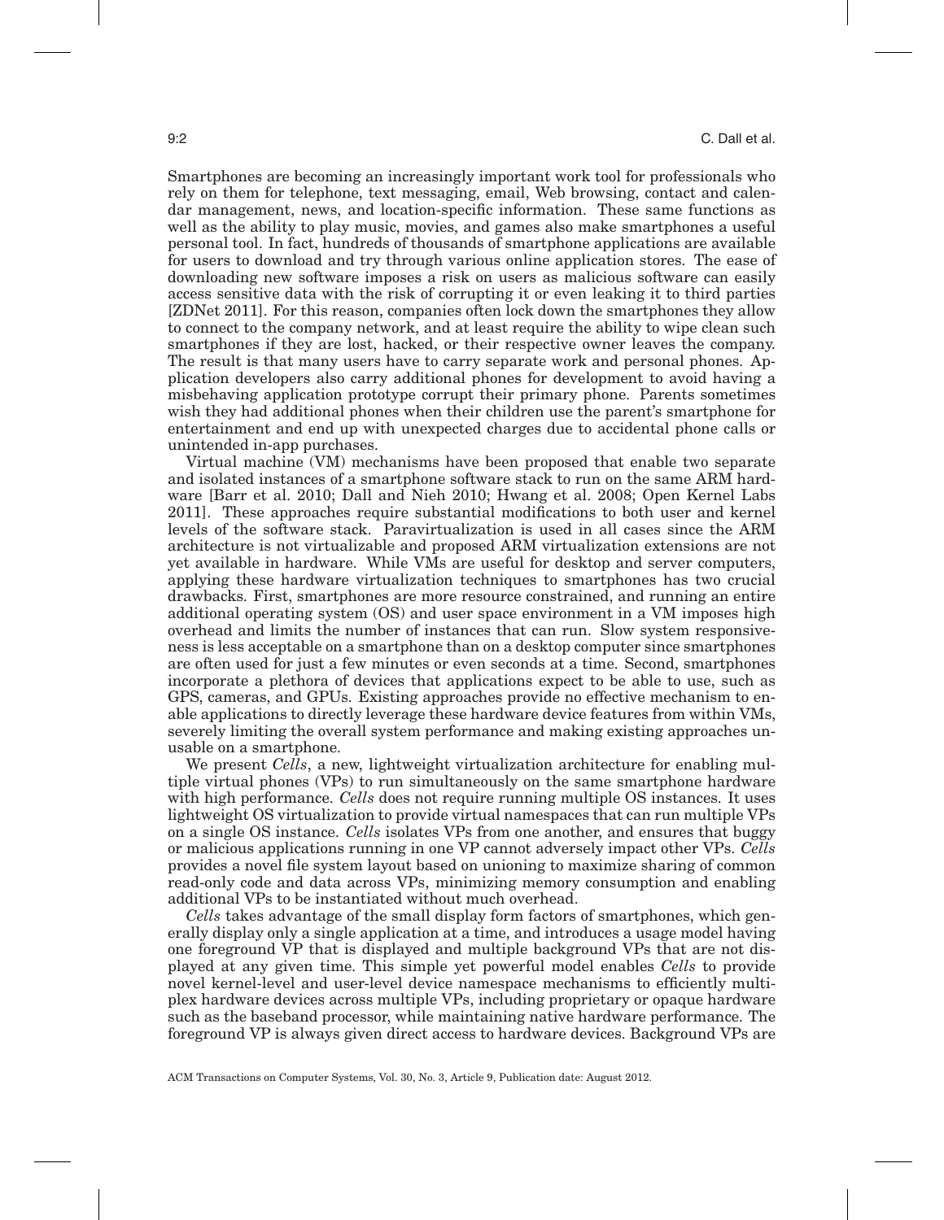Smartphones are becoming an increasingly important work tool for professionals who rely on them for telephone, text messaging, email, Web browsing, contact and calendar management, news, and location-specific information. These same functions as well as the ability to play music, movies, and games also make smartphones a useful personal tool. In fact, hundreds of thousands of smartphone applications are available for users to download and try through various online application stores. The ease of downloading new software imposes a risk on users as malicious software can easily access sensitive data with the risk of corrupting it or even leaking it to third parties [ZDNet 2011]. For this reason, companies often lock down the smartphones they allow to connect to the company network, and at least require the ability to wipe clean such smartphones if they are lost, hacked, or their respective owner leaves the company. The result is that many users have to carry separate work and personal phones. Application developers also carry additional phones for development to avoid having a misbehaving application prototype corrupt their primary phone. Parents sometimes wish they had additional phones when their children use the parent's smartphone for entertainment and end up with unexpected charges due to accidental phone calls or unintended in-app purchases.

Virtual machine (VM) mechanisms have been proposed that enable two separate and isolated instances of a smartphone software stack to run on the same ARM hardware [Barr et al. 2010; Dall and Nieh 2010; Hwang et al. 2008; Open Kernel Labs 2011]. These approaches require substantial modifications to both user and kernel levels of the software stack. Paravirtualization is used in all cases since the ARM architecture is not virtualizable and proposed ARM virtualization extensions are not yet available in hardware. While VMs are useful for desktop and server computers, applying these hardware virtualization techniques to smartphones has two crucial drawbacks. First, smartphones are more resource constrained, and running an entire additional operating system (OS) and user space environment in a VM imposes high overhead and limits the number of instances that can run. Slow system responsiveness is less acceptable on a smartphone than on a desktop computer since smartphones are often used for just a few minutes or even seconds at a time. Second, smartphones incorporate a plethora of devices that applications expect to be able to use, such as GPS, cameras, and GPUs. Existing approaches provide no effective mechanism to enable applications to directly leverage these hardware device features from within VMs, severely limiting the overall system performance and making existing approaches unusable on a smartphone.

We present *Cells*, a new, lightweight virtualization architecture for enabling multiple virtual phones (VPs) to run simultaneously on the same smartphone hardware with high performance. *Cells* does not require running multiple OS instances. It uses lightweight OS virtualization to provide virtual namespaces that can run multiple VPs on a single OS instance. *Cells* isolates VPs from one another, and ensures that buggy or malicious applications running in one VP cannot adversely impact other VPs. *Cells* provides a novel file system layout based on unioning to maximize sharing of common read-only code and data across VPs, minimizing memory consumption and enabling additional VPs to be instantiated without much overhead.

*Cells* takes advantage of the small display form factors of smartphones, which generally display only a single application at a time, and introduces a usage model having one foreground VP that is displayed and multiple background VPs that are not displayed at any given time. This simple yet powerful model enables *Cells* to provide novel kernel-level and user-level device namespace mechanisms to efficiently multiplex hardware devices across multiple VPs, including proprietary or opaque hardware such as the baseband processor, while maintaining native hardware performance. The foreground VP is always given direct access to hardware devices. Background VPs are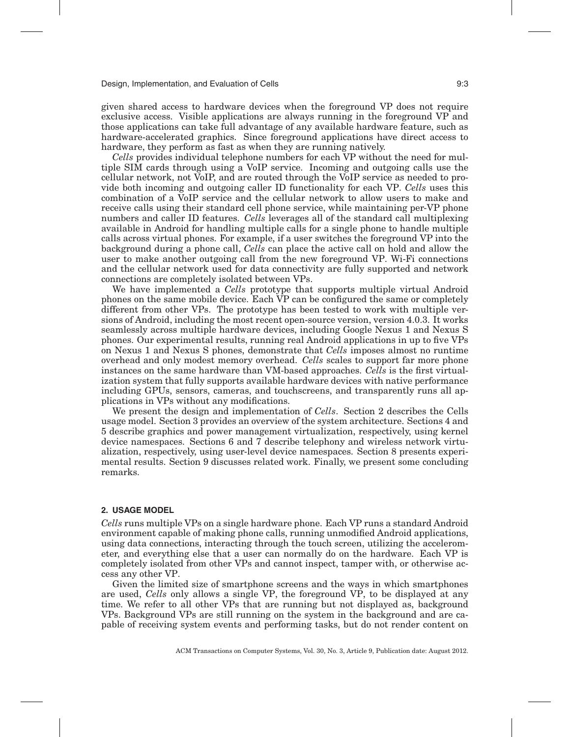given shared access to hardware devices when the foreground VP does not require exclusive access. Visible applications are always running in the foreground VP and those applications can take full advantage of any available hardware feature, such as hardware-accelerated graphics. Since foreground applications have direct access to hardware, they perform as fast as when they are running natively.

*Cells* provides individual telephone numbers for each VP without the need for multiple SIM cards through using a VoIP service. Incoming and outgoing calls use the cellular network, not VoIP, and are routed through the VoIP service as needed to provide both incoming and outgoing caller ID functionality for each VP. *Cells* uses this combination of a VoIP service and the cellular network to allow users to make and receive calls using their standard cell phone service, while maintaining per-VP phone numbers and caller ID features. *Cells* leverages all of the standard call multiplexing available in Android for handling multiple calls for a single phone to handle multiple calls across virtual phones. For example, if a user switches the foreground VP into the background during a phone call, *Cells* can place the active call on hold and allow the user to make another outgoing call from the new foreground VP. Wi-Fi connections and the cellular network used for data connectivity are fully supported and network connections are completely isolated between VPs.

We have implemented a *Cells* prototype that supports multiple virtual Android phones on the same mobile device. Each VP can be configured the same or completely different from other VPs. The prototype has been tested to work with multiple versions of Android, including the most recent open-source version, version 4.0.3. It works seamlessly across multiple hardware devices, including Google Nexus 1 and Nexus S phones. Our experimental results, running real Android applications in up to five VPs on Nexus 1 and Nexus S phones, demonstrate that *Cells* imposes almost no runtime overhead and only modest memory overhead. *Cells* scales to support far more phone instances on the same hardware than VM-based approaches. *Cells* is the first virtualization system that fully supports available hardware devices with native performance including GPUs, sensors, cameras, and touchscreens, and transparently runs all applications in VPs without any modifications.

We present the design and implementation of *Cells*. Section 2 describes the Cells usage model. Section 3 provides an overview of the system architecture. Sections 4 and 5 describe graphics and power management virtualization, respectively, using kernel device namespaces. Sections 6 and 7 describe telephony and wireless network virtualization, respectively, using user-level device namespaces. Section 8 presents experimental results. Section 9 discusses related work. Finally, we present some concluding remarks.

## 2. USAGE MODEL

*Cells* runs multiple VPs on a single hardware phone. Each VP runs a standard Android environment capable of making phone calls, running unmodified Android applications, using data connections, interacting through the touch screen, utilizing the accelerometer, and everything else that a user can normally do on the hardware. Each VP is completely isolated from other VPs and cannot inspect, tamper with, or otherwise access any other VP.

Given the limited size of smartphone screens and the ways in which smartphones are used, *Cells* only allows a single VP, the foreground VP, to be displayed at any time. We refer to all other VPs that are running but not displayed as, background VPs. Background VPs are still running on the system in the background and are capable of receiving system events and performing tasks, but do not render content on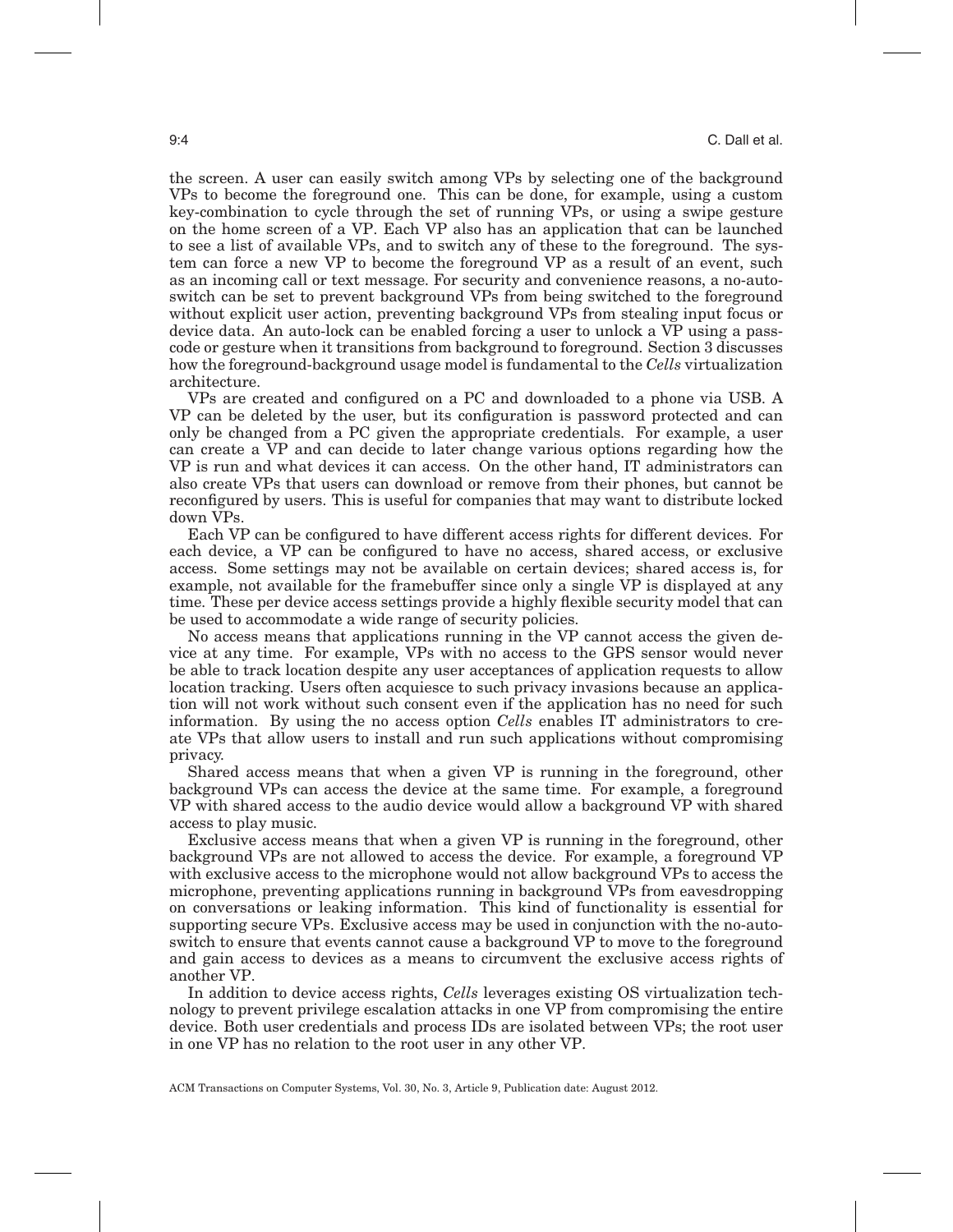the screen. A user can easily switch among VPs by selecting one of the background VPs to become the foreground one. This can be done, for example, using a custom key-combination to cycle through the set of running VPs, or using a swipe gesture on the home screen of a VP. Each VP also has an application that can be launched to see a list of available VPs, and to switch any of these to the foreground. The system can force a new VP to become the foreground VP as a result of an event, such as an incoming call or text message. For security and convenience reasons, a no-auto-switch can be set to prevent background VPs from being switched to the foreground without explicit user action, preventing background VPs from stealing input focus or device data. An auto-lock can be enabled forcing a user to unlock a VP using a passcode or gesture when it transitions from background to foreground. Section 3 discusses how the foreground-background usage model is fundamental to the *Cells* virtualization architecture.

VPs are created and configured on a PC and downloaded to a phone via USB. A VP can be deleted by the user, but its configuration is password protected and can only be changed from a PC given the appropriate credentials. For example, a user can create a VP and can decide to later change various options regarding how the VP is run and what devices it can access. On the other hand, IT administrators can also create VPs that users can download or remove from their phones, but cannot be reconfigured by users. This is useful for companies that may want to distribute locked down VPs.

Each VP can be configured to have different access rights for different devices. For each device, a VP can be configured to have no access, shared access, or exclusive access. Some settings may not be available on certain devices; shared access is, for example, not available for the framebuffer since only a single VP is displayed at any time. These per device access settings provide a highly flexible security model that can be used to accommodate a wide range of security policies.

No access means that applications running in the VP cannot access the given device at any time. For example, VPs with no access to the GPS sensor would never be able to track location despite any user acceptances of application requests to allow location tracking. Users often acquiesce to such privacy invasions because an application will not work without such consent even if the application has no need for such information. By using the no access option *Cells* enables IT administrators to create VPs that allow users to install and run such applications without compromising privacy.

Shared access means that when a given VP is running in the foreground, other background VPs can access the device at the same time. For example, a foreground VP with shared access to the audio device would allow a background VP with shared access to play music.

Exclusive access means that when a given VP is running in the foreground, other background VPs are not allowed to access the device. For example, a foreground VP with exclusive access to the microphone would not allow background VPs to access the microphone, preventing applications running in background VPs from eavesdropping on conversations or leaking information. This kind of functionality is essential for supporting secure VPs. Exclusive access may be used in conjunction with the no-auto-switch to ensure that events cannot cause a background VP to move to the foreground and gain access to devices as a means to circumvent the exclusive access rights of another VP.

In addition to device access rights, *Cells* leverages existing OS virtualization technology to prevent privilege escalation attacks in one VP from compromising the entire device. Both user credentials and process IDs are isolated between VPs; the root user in one VP has no relation to the root user in any other VP.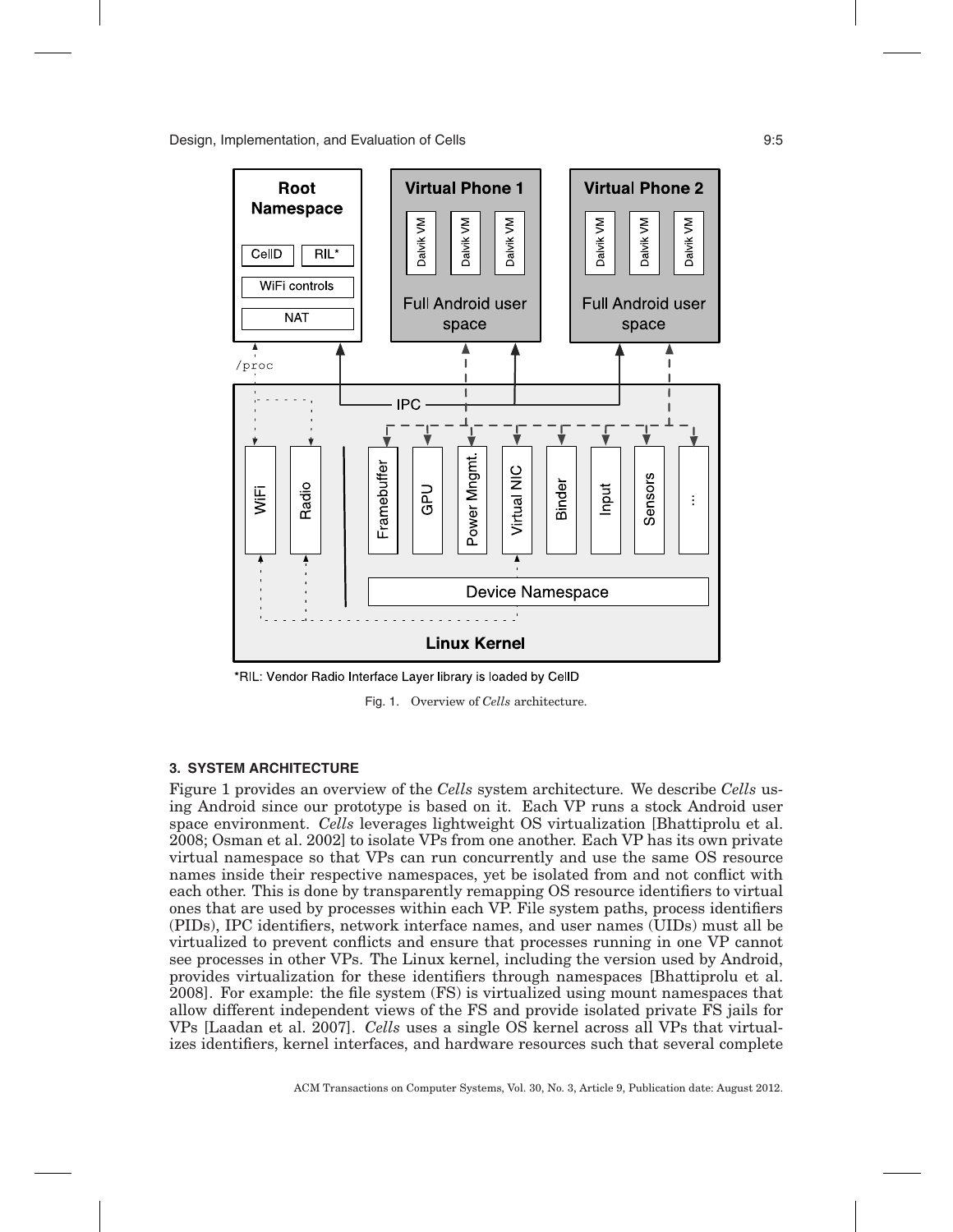*RIL: Vendor Radio Interface Layer library is loaded by CellD

Fig. 1. Overview of *Cells* architecture.

### 3. SYSTEM ARCHITECTURE

Figure 1 provides an overview of the *Cells* system architecture. We describe *Cells* using Android since our prototype is based on it. Each VP runs a stock Android user space environment. *Cells* leverages lightweight OS virtualization [Bhattiprolu et al. 2008; Osman et al. 2002] to isolate VPs from one another. Each VP has its own private virtual namespace so that VPs can run concurrently and use the same OS resource names inside their respective namespaces, yet be isolated from and not conflict with each other. This is done by transparently remapping OS resource identifiers to virtual ones that are used by processes within each VP. File system paths, process identifiers (PIDs), IPC identifiers, network interface names, and user names (UIDs) must all be virtualized to prevent conflicts and ensure that processes running in one VP cannot see processes in other VPs. The Linux kernel, including the version used by Android, provides virtualization for these identifiers through namespaces [Bhattiprolu et al. 2008]. For example: the file system (FS) is virtualized using mount namespaces that allow different independent views of the FS and provide isolated private FS jails for VPs [Laadan et al. 2007]. *Cells* uses a single OS kernel across all VPs that virtualizes identifiers, kernel interfaces, and hardware resources such that several complete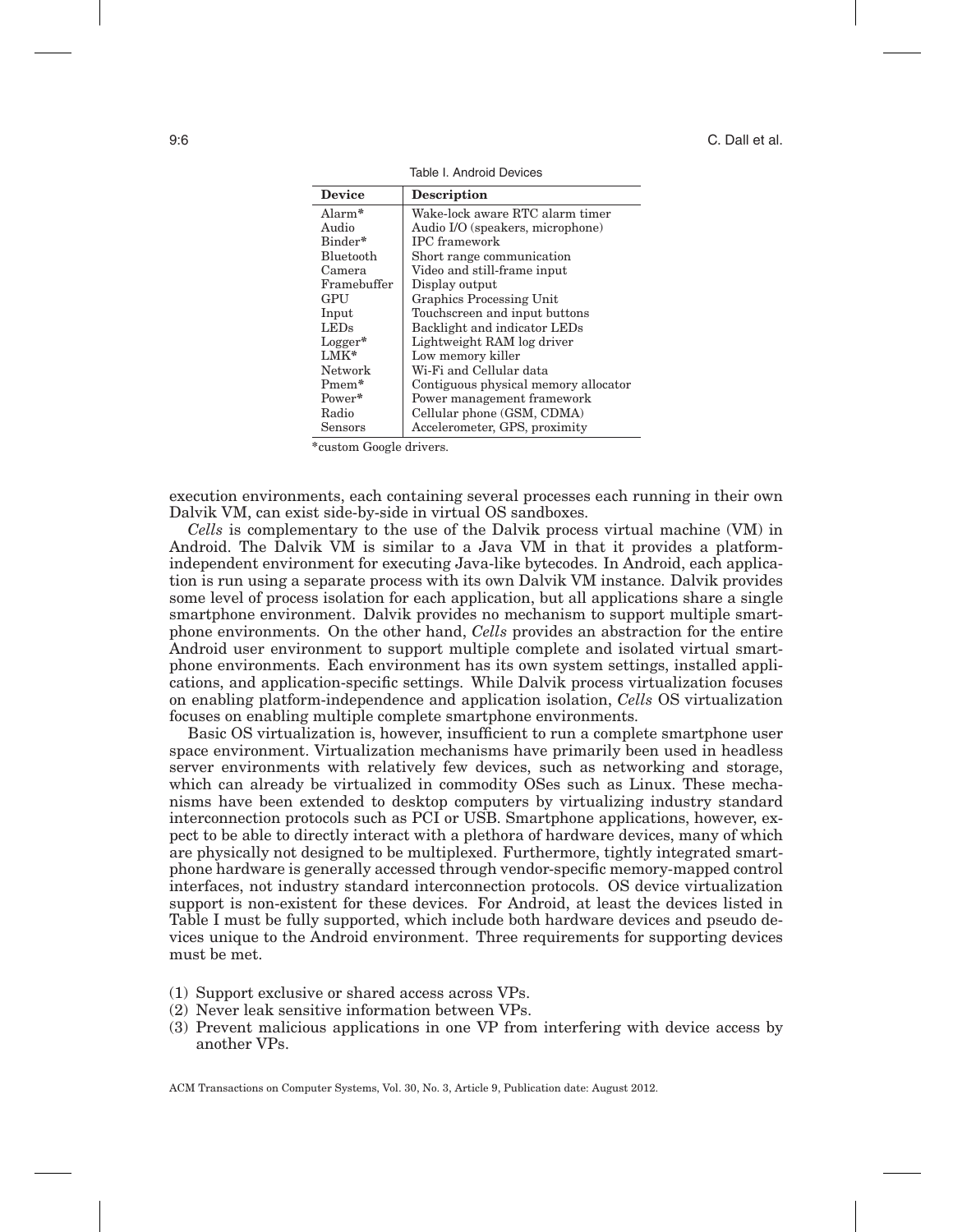Table I. Android Devices

| Device | Description |
|---|---|
| Alarm* | Wake-lock aware RTC alarm timer |
| Audio | Audio I/O (speakers, microphone) |
| Binder* | IPC framework |
| Bluetooth | Short range communication |
| Camera | Video and still-frame input |
| Framebuffer | Display output |
| GPU | Graphics Processing Unit |
| Input | Touchscreen and input buttons |
| LEDs | Backlight and indicator LEDs |
| Logger* | Lightweight RAM log driver |
| LMK* | Low memory killer |
| Network | Wi-Fi and Cellular data |
| Pmem* | Contiguous physical memory allocator |
| Power* | Power management framework |
| Radio | Cellular phone (GSM, CDMA) |
| Sensors | Accelerometer, GPS, proximity |

*custom Google drivers.

execution environments, each containing several processes each running in their own Dalvik VM, can exist side-by-side in virtual OS sandboxes.

*Cells* is complementary to the use of the Dalvik process virtual machine (VM) in Android. The Dalvik VM is similar to a Java VM in that it provides a platform-independent environment for executing Java-like bytecodes. In Android, each application is run using a separate process with its own Dalvik VM instance. Dalvik provides some level of process isolation for each application, but all applications share a single smartphone environment. Dalvik provides no mechanism to support multiple smartphone environments. On the other hand, *Cells* provides an abstraction for the entire Android user environment to support multiple complete and isolated virtual smartphone environments. Each environment has its own system settings, installed applications, and application-specific settings. While Dalvik process virtualization focuses on enabling platform-independence and application isolation, *Cells* OS virtualization focuses on enabling multiple complete smartphone environments.

Basic OS virtualization is, however, insufficient to run a complete smartphone user space environment. Virtualization mechanisms have primarily been used in headless server environments with relatively few devices, such as networking and storage, which can already be virtualized in commodity OSes such as Linux. These mechanisms have been extended to desktop computers by virtualizing industry standard interconnection protocols such as PCI or USB. Smartphone applications, however, expect to be able to directly interact with a plethora of hardware devices, many of which are physically not designed to be multiplexed. Furthermore, tightly integrated smartphone hardware is generally accessed through vendor-specific memory-mapped control interfaces, not industry standard interconnection protocols. OS device virtualization support is non-existent for these devices. For Android, at least the devices listed in Table I must be fully supported, which include both hardware devices and pseudo devices unique to the Android environment. Three requirements for supporting devices must be met.

(1) Support exclusive or shared access across VPs.
(2) Never leak sensitive information between VPs.
(3) Prevent malicious applications in one VP from interfering with device access by another VPs.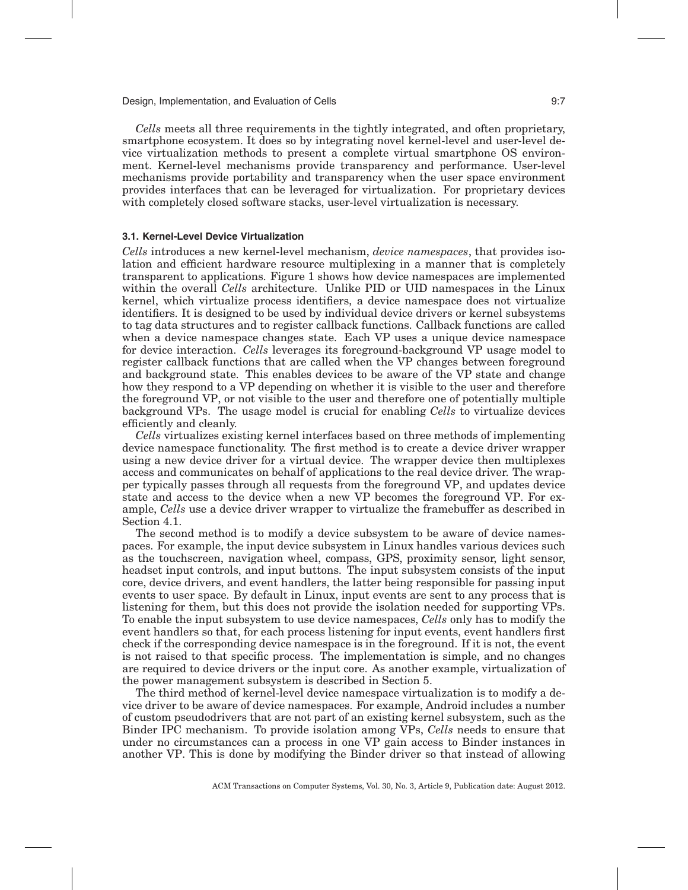*Cells* meets all three requirements in the tightly integrated, and often proprietary, smartphone ecosystem. It does so by integrating novel kernel-level and user-level device virtualization methods to present a complete virtual smartphone OS environment. Kernel-level mechanisms provide transparency and performance. User-level mechanisms provide portability and transparency when the user space environment provides interfaces that can be leveraged for virtualization. For proprietary devices with completely closed software stacks, user-level virtualization is necessary.

### 3.1. Kernel-Level Device Virtualization

*Cells* introduces a new kernel-level mechanism, *device namespaces*, that provides isolation and efficient hardware resource multiplexing in a manner that is completely transparent to applications. Figure 1 shows how device namespaces are implemented within the overall *Cells* architecture. Unlike PID or UID namespaces in the Linux kernel, which virtualize process identifiers, a device namespace does not virtualize identifiers. It is designed to be used by individual device drivers or kernel subsystems to tag data structures and to register callback functions. Callback functions are called when a device namespace changes state. Each VP uses a unique device namespace for device interaction. *Cells* leverages its foreground-background VP usage model to register callback functions that are called when the VP changes between foreground and background state. This enables devices to be aware of the VP state and change how they respond to a VP depending on whether it is visible to the user and therefore the foreground VP, or not visible to the user and therefore one of potentially multiple background VPs. The usage model is crucial for enabling *Cells* to virtualize devices efficiently and cleanly.

*Cells* virtualizes existing kernel interfaces based on three methods of implementing device namespace functionality. The first method is to create a device driver wrapper using a new device driver for a virtual device. The wrapper device then multiplexes access and communicates on behalf of applications to the real device driver. The wrapper typically passes through all requests from the foreground VP, and updates device state and access to the device when a new VP becomes the foreground VP. For example, *Cells* use a device driver wrapper to virtualize the framebuffer as described in Section 4.1.

The second method is to modify a device subsystem to be aware of device namespaces. For example, the input device subsystem in Linux handles various devices such as the touchscreen, navigation wheel, compass, GPS, proximity sensor, light sensor, headset input controls, and input buttons. The input subsystem consists of the input core, device drivers, and event handlers, the latter being responsible for passing input events to user space. By default in Linux, input events are sent to any process that is listening for them, but this does not provide the isolation needed for supporting VPs. To enable the input subsystem to use device namespaces, *Cells* only has to modify the event handlers so that, for each process listening for input events, event handlers first check if the corresponding device namespace is in the foreground. If it is not, the event is not raised to that specific process. The implementation is simple, and no changes are required to device drivers or the input core. As another example, virtualization of the power management subsystem is described in Section 5.

The third method of kernel-level device namespace virtualization is to modify a device driver to be aware of device namespaces. For example, Android includes a number of custom pseudodrivers that are not part of an existing kernel subsystem, such as the Binder IPC mechanism. To provide isolation among VPs, *Cells* needs to ensure that under no circumstances can a process in one VP gain access to Binder instances in another VP. This is done by modifying the Binder driver so that instead of allowing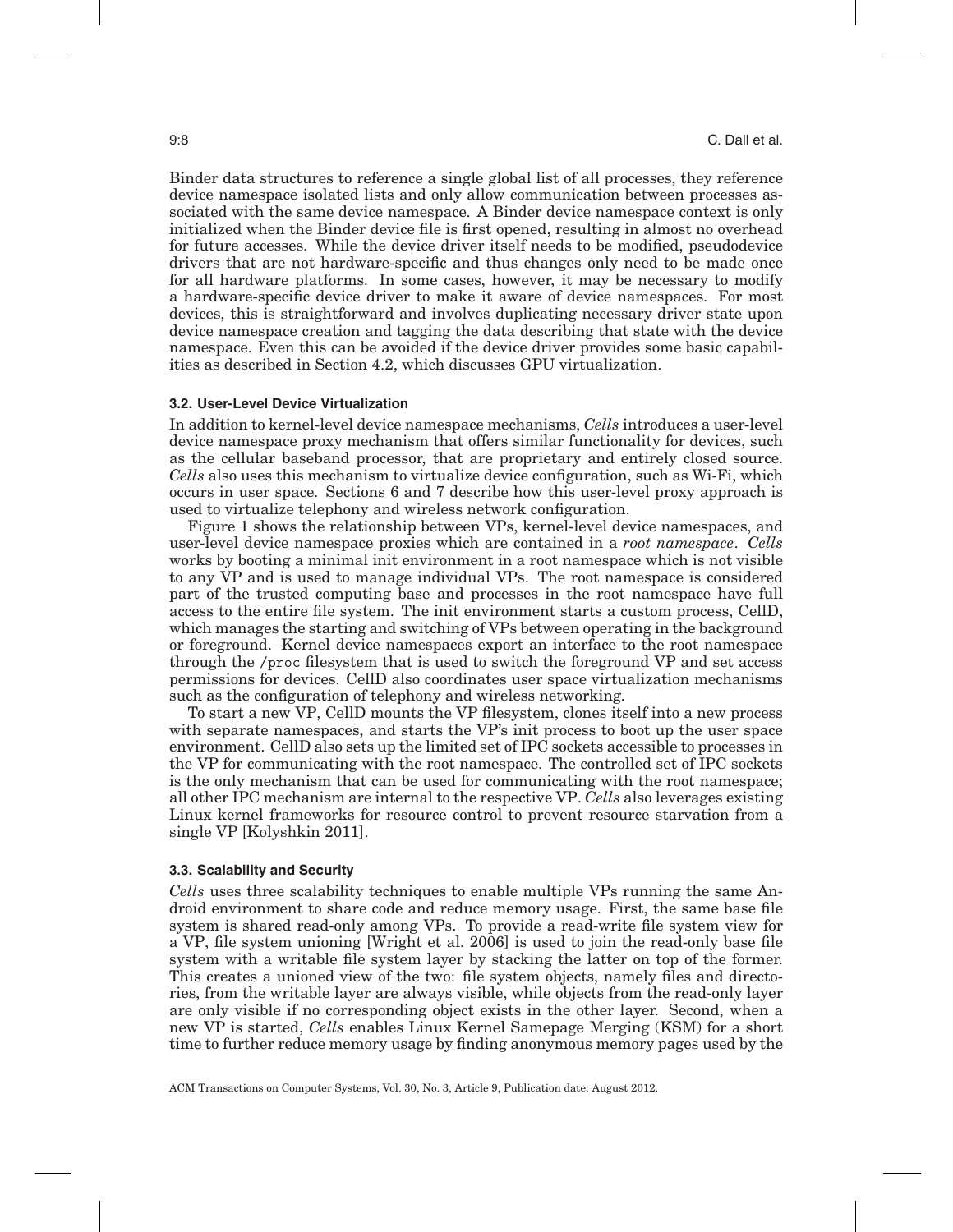Binder data structures to reference a single global list of all processes, they reference device namespace isolated lists and only allow communication between processes associated with the same device namespace. A Binder device namespace context is only initialized when the Binder device file is first opened, resulting in almost no overhead for future accesses. While the device driver itself needs to be modified, pseudodevice drivers that are not hardware-specific and thus changes only need to be made once for all hardware platforms. In some cases, however, it may be necessary to modify a hardware-specific device driver to make it aware of device namespaces. For most devices, this is straightforward and involves duplicating necessary driver state upon device namespace creation and tagging the data describing that state with the device namespace. Even this can be avoided if the device driver provides some basic capabilities as described in Section 4.2, which discusses GPU virtualization.

### 3.2. User-Level Device Virtualization

In addition to kernel-level device namespace mechanisms, *Cells* introduces a user-level device namespace proxy mechanism that offers similar functionality for devices, such as the cellular baseband processor, that are proprietary and entirely closed source. *Cells* also uses this mechanism to virtualize device configuration, such as Wi-Fi, which occurs in user space. Sections 6 and 7 describe how this user-level proxy approach is used to virtualize telephony and wireless network configuration.

Figure 1 shows the relationship between VPs, kernel-level device namespaces, and user-level device namespace proxies which are contained in a *root namespace*. *Cells* works by booting a minimal init environment in a root namespace which is not visible to any VP and is used to manage individual VPs. The root namespace is considered part of the trusted computing base and processes in the root namespace have full access to the entire file system. The init environment starts a custom process, CellD, which manages the starting and switching of VPs between operating in the background or foreground. Kernel device namespaces export an interface to the root namespace through the /proc filesystem that is used to switch the foreground VP and set access permissions for devices. CellD also coordinates user space virtualization mechanisms such as the configuration of telephony and wireless networking.

To start a new VP, CellD mounts the VP filesystem, clones itself into a new process with separate namespaces, and starts the VP's init process to boot up the user space environment. CellD also sets up the limited set of IPC sockets accessible to processes in the VP for communicating with the root namespace. The controlled set of IPC sockets is the only mechanism that can be used for communicating with the root namespace; all other IPC mechanism are internal to the respective VP. *Cells* also leverages existing Linux kernel frameworks for resource control to prevent resource starvation from a single VP [Kolyshkin 2011].

### 3.3. Scalability and Security

*Cells* uses three scalability techniques to enable multiple VPs running the same Android environment to share code and reduce memory usage. First, the same base file system is shared read-only among VPs. To provide a read-write file system view for a VP, file system unioning [Wright et al. 2006] is used to join the read-only base file system with a writable file system layer by stacking the latter on top of the former. This creates a unioned view of the two: file system objects, namely files and directories, from the writable layer are always visible, while objects from the read-only layer are only visible if no corresponding object exists in the other layer. Second, when a new VP is started, *Cells* enables Linux Kernel Samepage Merging (KSM) for a short time to further reduce memory usage by finding anonymous memory pages used by the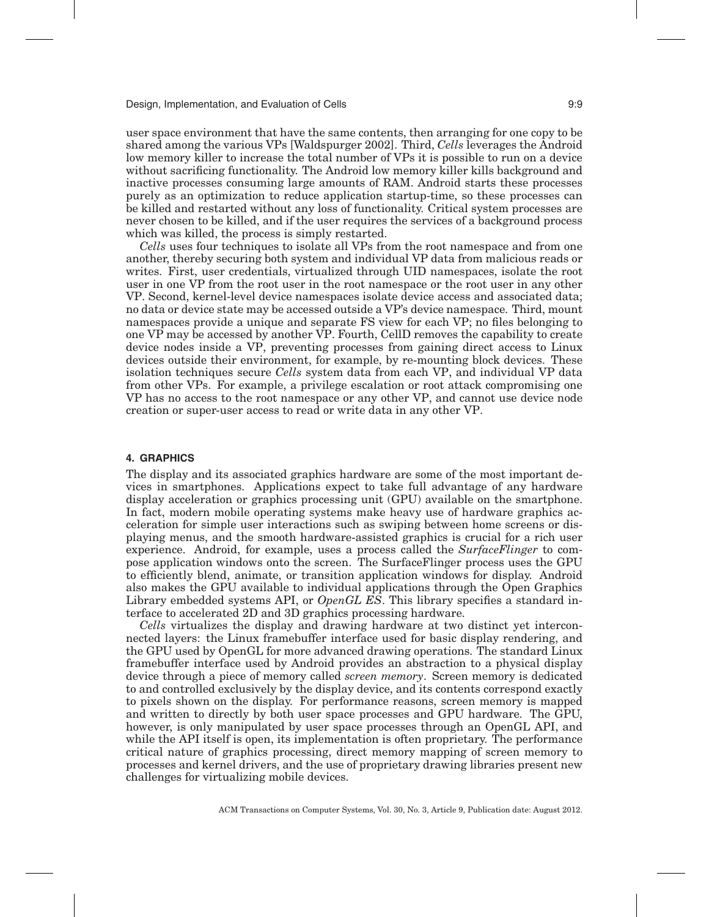user space environment that have the same contents, then arranging for one copy to be shared among the various VPs [Waldspurger 2002]. Third, *Cells* leverages the Android low memory killer to increase the total number of VPs it is possible to run on a device without sacrificing functionality. The Android low memory killer kills background and inactive processes consuming large amounts of RAM. Android starts these processes purely as an optimization to reduce application startup-time, so these processes can be killed and restarted without any loss of functionality. Critical system processes are never chosen to be killed, and if the user requires the services of a background process which was killed, the process is simply restarted.

*Cells* uses four techniques to isolate all VPs from the root namespace and from one another, thereby securing both system and individual VP data from malicious reads or writes. First, user credentials, virtualized through UID namespaces, isolate the root user in one VP from the root user in the root namespace or the root user in any other VP. Second, kernel-level device namespaces isolate device access and associated data; no data or device state may be accessed outside a VP's device namespace. Third, mount namespaces provide a unique and separate FS view for each VP; no files belonging to one VP may be accessed by another VP. Fourth, CellD removes the capability to create device nodes inside a VP, preventing processes from gaining direct access to Linux devices outside their environment, for example, by re-mounting block devices. These isolation techniques secure *Cells* system data from each VP, and individual VP data from other VPs. For example, a privilege escalation or root attack compromising one VP has no access to the root namespace or any other VP, and cannot use device node creation or super-user access to read or write data in any other VP.

## 4. GRAPHICS

The display and its associated graphics hardware are some of the most important devices in smartphones. Applications expect to take full advantage of any hardware display acceleration or graphics processing unit (GPU) available on the smartphone. In fact, modern mobile operating systems make heavy use of hardware graphics acceleration for simple user interactions such as swiping between home screens or displaying menus, and the smooth hardware-assisted graphics is crucial for a rich user experience. Android, for example, uses a process called the *SurfaceFlinger* to compose application windows onto the screen. The SurfaceFlinger process uses the GPU to efficiently blend, animate, or transition application windows for display. Android also makes the GPU available to individual applications through the Open Graphics Library embedded systems API, or *OpenGL ES*. This library specifies a standard interface to accelerated 2D and 3D graphics processing hardware.

*Cells* virtualizes the display and drawing hardware at two distinct yet interconnected layers: the Linux framebuffer interface used for basic display rendering, and the GPU used by OpenGL for more advanced drawing operations. The standard Linux framebuffer interface used by Android provides an abstraction to a physical display device through a piece of memory called *screen memory*. Screen memory is dedicated to and controlled exclusively by the display device, and its contents correspond exactly to pixels shown on the display. For performance reasons, screen memory is mapped and written to directly by both user space processes and GPU hardware. The GPU, however, is only manipulated by user space processes through an OpenGL API, and while the API itself is open, its implementation is often proprietary. The performance critical nature of graphics processing, direct memory mapping of screen memory to processes and kernel drivers, and the use of proprietary drawing libraries present new challenges for virtualizing mobile devices.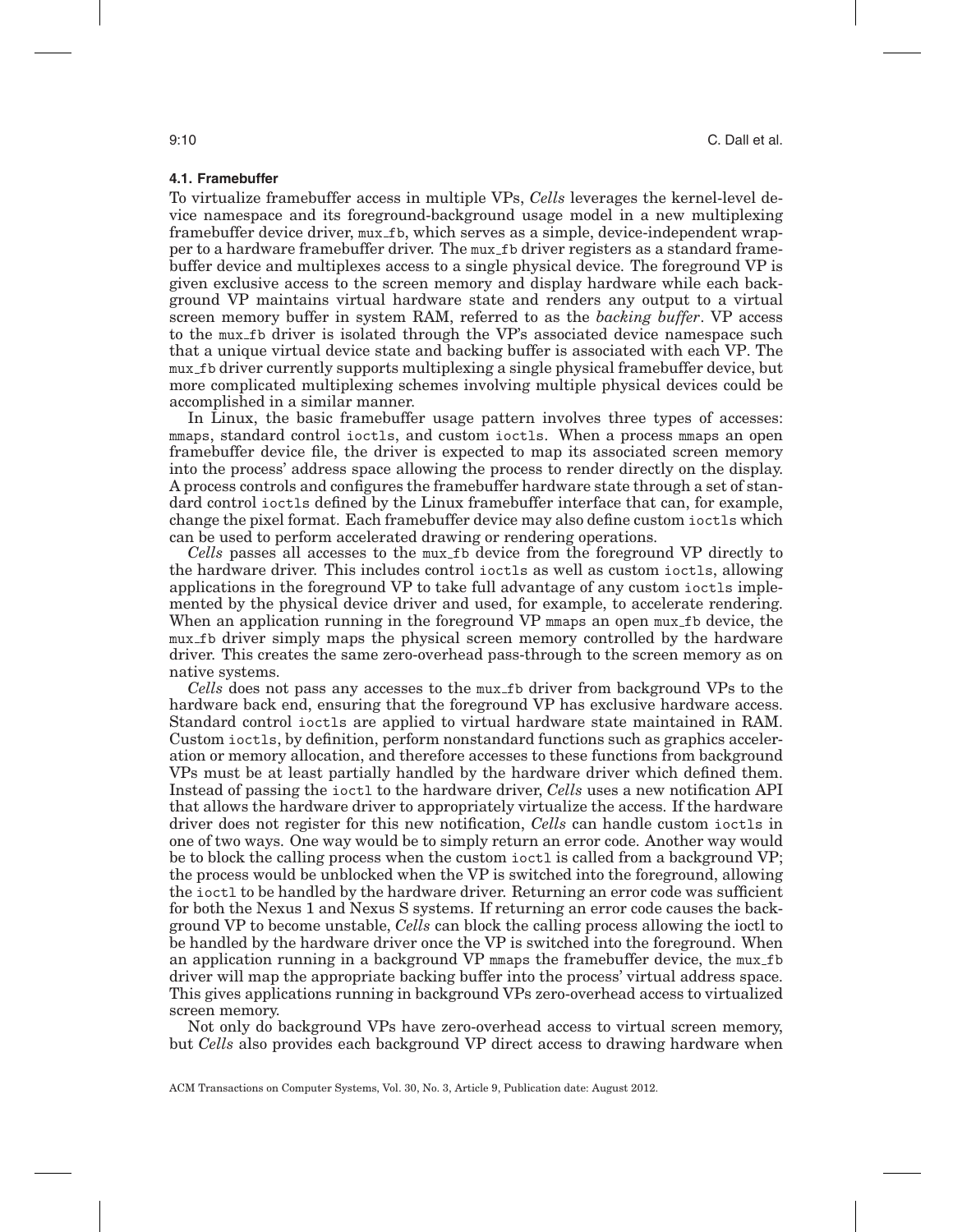### 4.1. Framebuffer

To virtualize framebuffer access in multiple VPs, *Cells* leverages the kernel-level device namespace and its foreground-background usage model in a new multiplexing framebuffer device driver, mux_fb, which serves as a simple, device-independent wrapper to a hardware framebuffer driver. The mux_fb driver registers as a standard framebuffer device and multiplexes access to a single physical device. The foreground VP is given exclusive access to the screen memory and display hardware while each background VP maintains virtual hardware state and renders any output to a virtual screen memory buffer in system RAM, referred to as the *backing buffer*. VP access to the mux_fb driver is isolated through the VP's associated device namespace such that a unique virtual device state and backing buffer is associated with each VP. The mux_fb driver currently supports multiplexing a single physical framebuffer device, but more complicated multiplexing schemes involving multiple physical devices could be accomplished in a similar manner.

In Linux, the basic framebuffer usage pattern involves three types of accesses: mmaps, standard control ioctls, and custom ioctls. When a process mmaps an open framebuffer device file, the driver is expected to map its associated screen memory into the process' address space allowing the process to render directly on the display. A process controls and configures the framebuffer hardware state through a set of standard control ioctls defined by the Linux framebuffer interface that can, for example, change the pixel format. Each framebuffer device may also define custom ioctls which can be used to perform accelerated drawing or rendering operations.

*Cells* passes all accesses to the mux_fb device from the foreground VP directly to the hardware driver. This includes control ioctls as well as custom ioctls, allowing applications in the foreground VP to take full advantage of any custom ioctls implemented by the physical device driver and used, for example, to accelerate rendering. When an application running in the foreground VP mmaps an open mux_fb device, the mux_fb driver simply maps the physical screen memory controlled by the hardware driver. This creates the same zero-overhead pass-through to the screen memory as on native systems.

*Cells* does not pass any accesses to the mux_fb driver from background VPs to the hardware back end, ensuring that the foreground VP has exclusive hardware access. Standard control ioctls are applied to virtual hardware state maintained in RAM. Custom ioctls, by definition, perform nonstandard functions such as graphics acceleration or memory allocation, and therefore accesses to these functions from background VPs must be at least partially handled by the hardware driver which defined them. Instead of passing the ioctl to the hardware driver, *Cells* uses a new notification API that allows the hardware driver to appropriately virtualize the access. If the hardware driver does not register for this new notification, *Cells* can handle custom ioctls in one of two ways. One way would be to simply return an error code. Another way would be to block the calling process when the custom ioctl is called from a background VP; the process would be unblocked when the VP is switched into the foreground, allowing the ioctl to be handled by the hardware driver. Returning an error code was sufficient for both the Nexus 1 and Nexus S systems. If returning an error code causes the background VP to become unstable, *Cells* can block the calling process allowing the ioctl to be handled by the hardware driver once the VP is switched into the foreground. When an application running in a background VP mmaps the framebuffer device, the mux_fb driver will map the appropriate backing buffer into the process' virtual address space. This gives applications running in background VPs zero-overhead access to virtualized screen memory.

Not only do background VPs have zero-overhead access to virtual screen memory, but *Cells* also provides each background VP direct access to drawing hardware when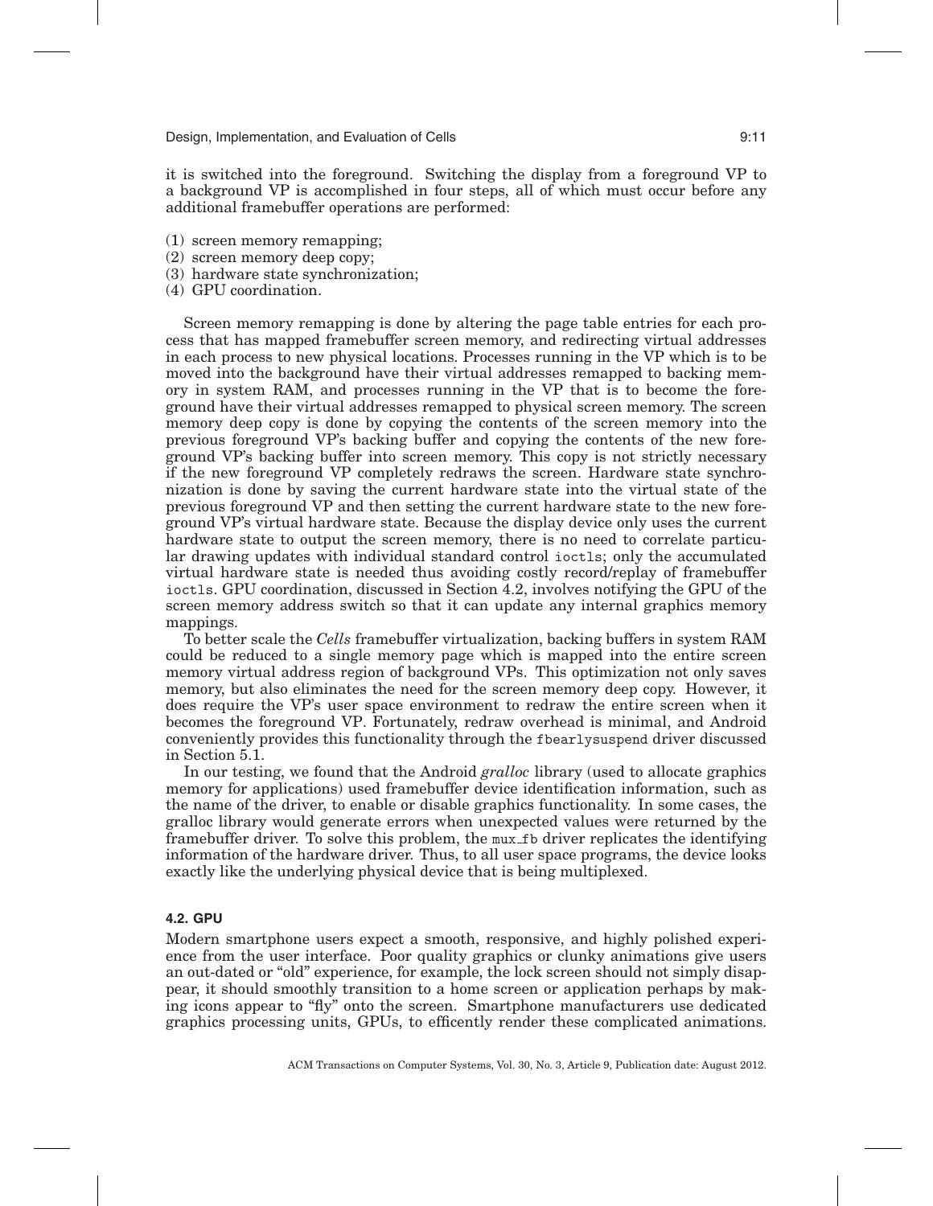it is switched into the foreground. Switching the display from a foreground VP to a background VP is accomplished in four steps, all of which must occur before any additional framebuffer operations are performed:

(1) screen memory remapping;
(2) screen memory deep copy;
(3) hardware state synchronization;
(4) GPU coordination.

Screen memory remapping is done by altering the page table entries for each process that has mapped framebuffer screen memory, and redirecting virtual addresses in each process to new physical locations. Processes running in the VP which is to be moved into the background have their virtual addresses remapped to backing memory in system RAM, and processes running in the VP that is to become the foreground have their virtual addresses remapped to physical screen memory. The screen memory deep copy is done by copying the contents of the screen memory into the previous foreground VP's backing buffer and copying the contents of the new foreground VP's backing buffer into screen memory. This copy is not strictly necessary if the new foreground VP completely redraws the screen. Hardware state synchronization is done by saving the current hardware state into the virtual state of the previous foreground VP and then setting the current hardware state to the new foreground VP's virtual hardware state. Because the display device only uses the current hardware state to output the screen memory, there is no need to correlate particular drawing updates with individual standard control `ioctls`; only the accumulated virtual hardware state is needed thus avoiding costly record/replay of framebuffer `ioctls`. GPU coordination, discussed in Section 4.2, involves notifying the GPU of the screen memory address switch so that it can update any internal graphics memory mappings.

To better scale the *Cells* framebuffer virtualization, backing buffers in system RAM could be reduced to a single memory page which is mapped into the entire screen memory virtual address region of background VPs. This optimization not only saves memory, but also eliminates the need for the screen memory deep copy. However, it does require the VP's user space environment to redraw the entire screen when it becomes the foreground VP. Fortunately, redraw overhead is minimal, and Android conveniently provides this functionality through the `fbearlysuspend` driver discussed in Section 5.1.

In our testing, we found that the Android *gralloc* library (used to allocate graphics memory for applications) used framebuffer device identification information, such as the name of the driver, to enable or disable graphics functionality. In some cases, the gralloc library would generate errors when unexpected values were returned by the framebuffer driver. To solve this problem, the `mux_fb` driver replicates the identifying information of the hardware driver. Thus, to all user space programs, the device looks exactly like the underlying physical device that is being multiplexed.

### 4.2. GPU

Modern smartphone users expect a smooth, responsive, and highly polished experience from the user interface. Poor quality graphics or clunky animations give users an out-dated or "old" experience, for example, the lock screen should not simply disappear, it should smoothly transition to a home screen or application perhaps by making icons appear to "fly" onto the screen. Smartphone manufacturers use dedicated graphics processing units, GPUs, to efficently render these complicated animations.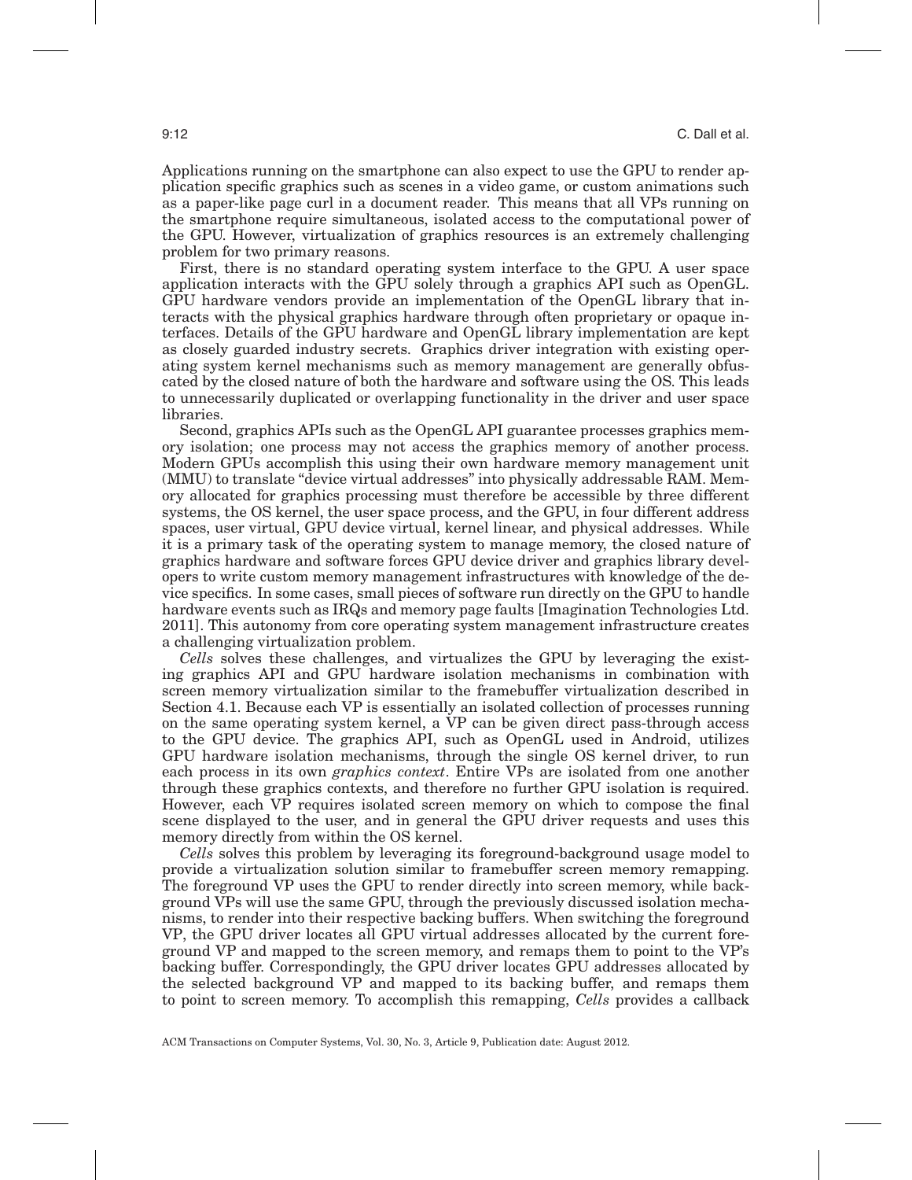Applications running on the smartphone can also expect to use the GPU to render application specific graphics such as scenes in a video game, or custom animations such as a paper-like page curl in a document reader. This means that all VPs running on the smartphone require simultaneous, isolated access to the computational power of the GPU. However, virtualization of graphics resources is an extremely challenging problem for two primary reasons.

First, there is no standard operating system interface to the GPU. A user space application interacts with the GPU solely through a graphics API such as OpenGL. GPU hardware vendors provide an implementation of the OpenGL library that interacts with the physical graphics hardware through often proprietary or opaque interfaces. Details of the GPU hardware and OpenGL library implementation are kept as closely guarded industry secrets. Graphics driver integration with existing operating system kernel mechanisms such as memory management are generally obfuscated by the closed nature of both the hardware and software using the OS. This leads to unnecessarily duplicated or overlapping functionality in the driver and user space libraries.

Second, graphics APIs such as the OpenGL API guarantee processes graphics memory isolation; one process may not access the graphics memory of another process. Modern GPUs accomplish this using their own hardware memory management unit (MMU) to translate "device virtual addresses" into physically addressable RAM. Memory allocated for graphics processing must therefore be accessible by three different systems, the OS kernel, the user space process, and the GPU, in four different address spaces, user virtual, GPU device virtual, kernel linear, and physical addresses. While it is a primary task of the operating system to manage memory, the closed nature of graphics hardware and software forces GPU device driver and graphics library developers to write custom memory management infrastructures with knowledge of the device specifics. In some cases, small pieces of software run directly on the GPU to handle hardware events such as IRQs and memory page faults [Imagination Technologies Ltd. 2011]. This autonomy from core operating system management infrastructure creates a challenging virtualization problem.

*Cells* solves these challenges, and virtualizes the GPU by leveraging the existing graphics API and GPU hardware isolation mechanisms in combination with screen memory virtualization similar to the framebuffer virtualization described in Section 4.1. Because each VP is essentially an isolated collection of processes running on the same operating system kernel, a VP can be given direct pass-through access to the GPU device. The graphics API, such as OpenGL used in Android, utilizes GPU hardware isolation mechanisms, through the single OS kernel driver, to run each process in its own *graphics context*. Entire VPs are isolated from one another through these graphics contexts, and therefore no further GPU isolation is required. However, each VP requires isolated screen memory on which to compose the final scene displayed to the user, and in general the GPU driver requests and uses this memory directly from within the OS kernel.

*Cells* solves this problem by leveraging its foreground-background usage model to provide a virtualization solution similar to framebuffer screen memory remapping. The foreground VP uses the GPU to render directly into screen memory, while background VPs will use the same GPU, through the previously discussed isolation mechanisms, to render into their respective backing buffers. When switching the foreground VP, the GPU driver locates all GPU virtual addresses allocated by the current foreground VP and mapped to the screen memory, and remaps them to point to the VP's backing buffer. Correspondingly, the GPU driver locates GPU addresses allocated by the selected background VP and mapped to its backing buffer, and remaps them to point to screen memory. To accomplish this remapping, *Cells* provides a callback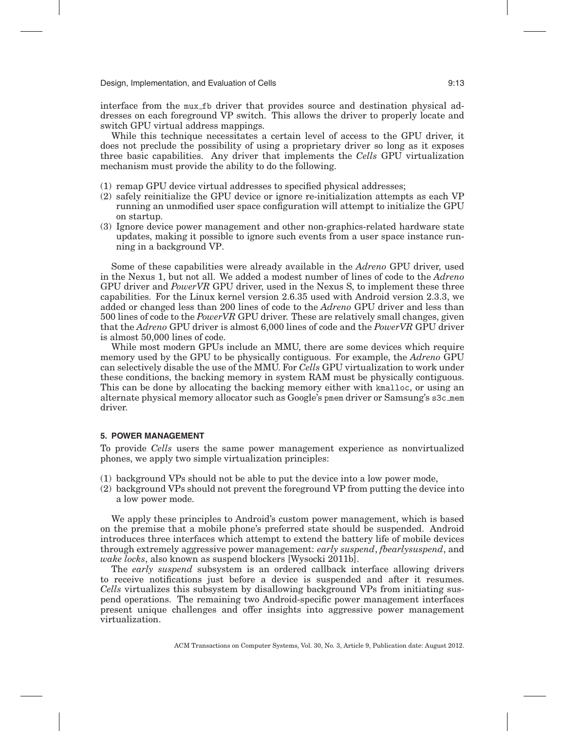interface from the mux_fb driver that provides source and destination physical addresses on each foreground VP switch. This allows the driver to properly locate and switch GPU virtual address mappings.

While this technique necessitates a certain level of access to the GPU driver, it does not preclude the possibility of using a proprietary driver so long as it exposes three basic capabilities. Any driver that implements the *Cells* GPU virtualization mechanism must provide the ability to do the following.

(1) remap GPU device virtual addresses to specified physical addresses;
(2) safely reinitialize the GPU device or ignore re-initialization attempts as each VP running an unmodified user space configuration will attempt to initialize the GPU on startup.
(3) Ignore device power management and other non-graphics-related hardware state updates, making it possible to ignore such events from a user space instance running in a background VP.

Some of these capabilities were already available in the *Adreno* GPU driver, used in the Nexus 1, but not all. We added a modest number of lines of code to the *Adreno* GPU driver and *PowerVR* GPU driver, used in the Nexus S, to implement these three capabilities. For the Linux kernel version 2.6.35 used with Android version 2.3.3, we added or changed less than 200 lines of code to the *Adreno* GPU driver and less than 500 lines of code to the *PowerVR* GPU driver. These are relatively small changes, given that the *Adreno* GPU driver is almost 6,000 lines of code and the *PowerVR* GPU driver is almost 50,000 lines of code.

While most modern GPUs include an MMU, there are some devices which require memory used by the GPU to be physically contiguous. For example, the *Adreno* GPU can selectively disable the use of the MMU. For *Cells* GPU virtualization to work under these conditions, the backing memory in system RAM must be physically contiguous. This can be done by allocating the backing memory either with kmalloc, or using an alternate physical memory allocator such as Google's pmem driver or Samsung's s3c_mem driver.

## 5. POWER MANAGEMENT

To provide *Cells* users the same power management experience as nonvirtualized phones, we apply two simple virtualization principles:

(1) background VPs should not be able to put the device into a low power mode,
(2) background VPs should not prevent the foreground VP from putting the device into a low power mode.

We apply these principles to Android's custom power management, which is based on the premise that a mobile phone's preferred state should be suspended. Android introduces three interfaces which attempt to extend the battery life of mobile devices through extremely aggressive power management: *early suspend*, *fbearlysuspend*, and *wake locks*, also known as suspend blockers [Wysocki 2011b].

The *early suspend* subsystem is an ordered callback interface allowing drivers to receive notifications just before a device is suspended and after it resumes. *Cells* virtualizes this subsystem by disallowing background VPs from initiating suspend operations. The remaining two Android-specific power management interfaces present unique challenges and offer insights into aggressive power management virtualization.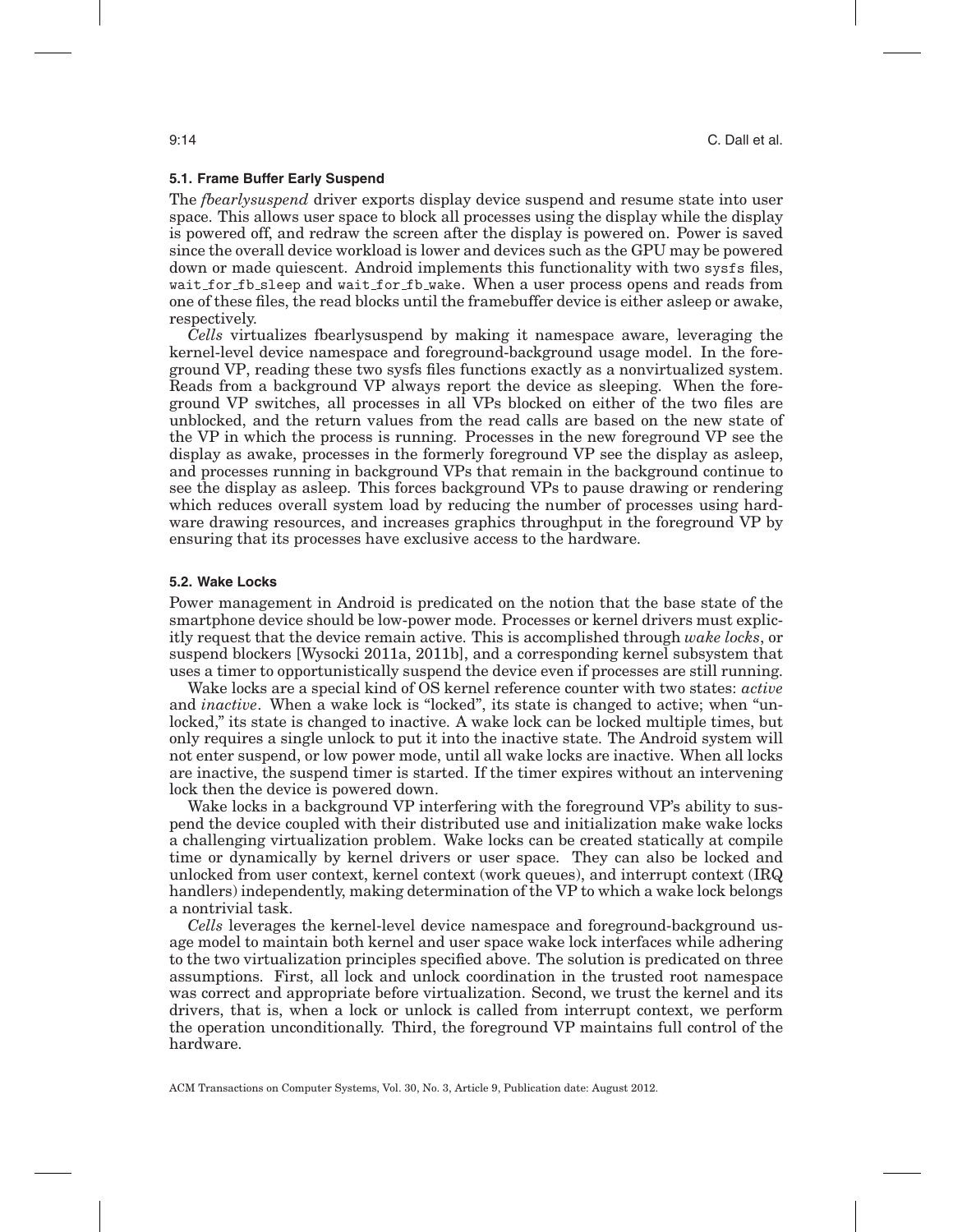### 5.1. Frame Buffer Early Suspend

The *fbearlysuspend* driver exports display device suspend and resume state into user space. This allows user space to block all processes using the display while the display is powered off, and redraw the screen after the display is powered on. Power is saved since the overall device workload is lower and devices such as the GPU may be powered down or made quiescent. Android implements this functionality with two sysfs files, wait_for_fb_sleep and wait_for_fb_wake. When a user process opens and reads from one of these files, the read blocks until the framebuffer device is either asleep or awake, respectively.

*Cells* virtualizes fbearlysuspend by making it namespace aware, leveraging the kernel-level device namespace and foreground-background usage model. In the foreground VP, reading these two sysfs files functions exactly as a nonvirtualized system. Reads from a background VP always report the device as sleeping. When the foreground VP switches, all processes in all VPs blocked on either of the two files are unblocked, and the return values from the read calls are based on the new state of the VP in which the process is running. Processes in the new foreground VP see the display as awake, processes in the formerly foreground VP see the display as asleep, and processes running in background VPs that remain in the background continue to see the display as asleep. This forces background VPs to pause drawing or rendering which reduces overall system load by reducing the number of processes using hardware drawing resources, and increases graphics throughput in the foreground VP by ensuring that its processes have exclusive access to the hardware.

### 5.2. Wake Locks

Power management in Android is predicated on the notion that the base state of the smartphone device should be low-power mode. Processes or kernel drivers must explicitly request that the device remain active. This is accomplished through *wake locks*, or suspend blockers [Wysocki 2011a, 2011b], and a corresponding kernel subsystem that uses a timer to opportunistically suspend the device even if processes are still running.

Wake locks are a special kind of OS kernel reference counter with two states: *active* and *inactive*. When a wake lock is "locked", its state is changed to active; when "unlocked," its state is changed to inactive. A wake lock can be locked multiple times, but only requires a single unlock to put it into the inactive state. The Android system will not enter suspend, or low power mode, until all wake locks are inactive. When all locks are inactive, the suspend timer is started. If the timer expires without an intervening lock then the device is powered down.

Wake locks in a background VP interfering with the foreground VP's ability to suspend the device coupled with their distributed use and initialization make wake locks a challenging virtualization problem. Wake locks can be created statically at compile time or dynamically by kernel drivers or user space. They can also be locked and unlocked from user context, kernel context (work queues), and interrupt context (IRQ handlers) independently, making determination of the VP to which a wake lock belongs a nontrivial task.

*Cells* leverages the kernel-level device namespace and foreground-background usage model to maintain both kernel and user space wake lock interfaces while adhering to the two virtualization principles specified above. The solution is predicated on three assumptions. First, all lock and unlock coordination in the trusted root namespace was correct and appropriate before virtualization. Second, we trust the kernel and its drivers, that is, when a lock or unlock is called from interrupt context, we perform the operation unconditionally. Third, the foreground VP maintains full control of the hardware.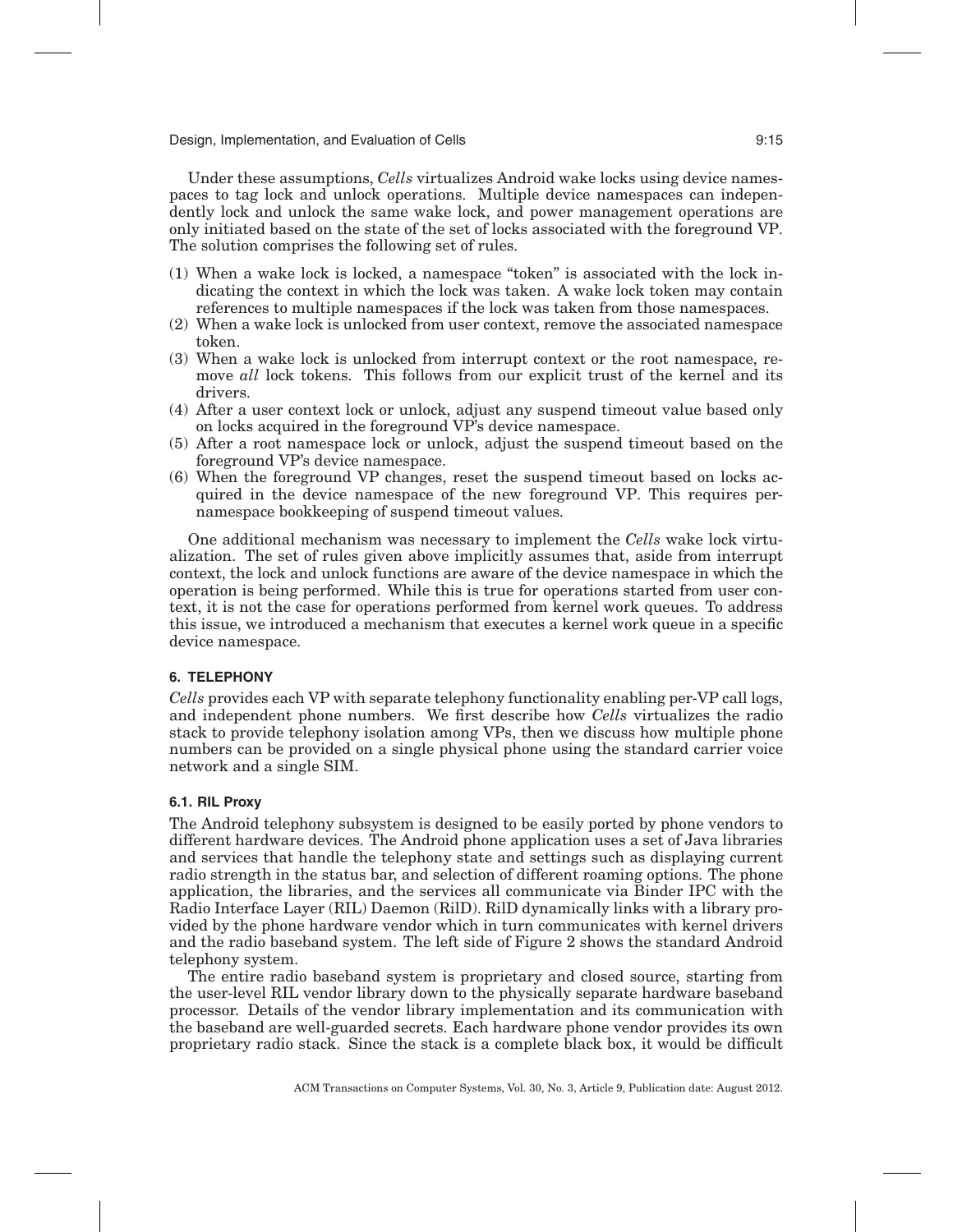Under these assumptions, *Cells* virtualizes Android wake locks using device namespaces to tag lock and unlock operations. Multiple device namespaces can independently lock and unlock the same wake lock, and power management operations are only initiated based on the state of the set of locks associated with the foreground VP. The solution comprises the following set of rules.

(1) When a wake lock is locked, a namespace "token" is associated with the lock indicating the context in which the lock was taken. A wake lock token may contain references to multiple namespaces if the lock was taken from those namespaces.
(2) When a wake lock is unlocked from user context, remove the associated namespace token.
(3) When a wake lock is unlocked from interrupt context or the root namespace, remove *all* lock tokens. This follows from our explicit trust of the kernel and its drivers.
(4) After a user context lock or unlock, adjust any suspend timeout value based only on locks acquired in the foreground VP's device namespace.
(5) After a root namespace lock or unlock, adjust the suspend timeout based on the foreground VP's device namespace.
(6) When the foreground VP changes, reset the suspend timeout based on locks acquired in the device namespace of the new foreground VP. This requires per-namespace bookkeeping of suspend timeout values.

One additional mechanism was necessary to implement the *Cells* wake lock virtualization. The set of rules given above implicitly assumes that, aside from interrupt context, the lock and unlock functions are aware of the device namespace in which the operation is being performed. While this is true for operations started from user context, it is not the case for operations performed from kernel work queues. To address this issue, we introduced a mechanism that executes a kernel work queue in a specific device namespace.

## 6. TELEPHONY

*Cells* provides each VP with separate telephony functionality enabling per-VP call logs, and independent phone numbers. We first describe how *Cells* virtualizes the radio stack to provide telephony isolation among VPs, then we discuss how multiple phone numbers can be provided on a single physical phone using the standard carrier voice network and a single SIM.

### 6.1. RIL Proxy

The Android telephony subsystem is designed to be easily ported by phone vendors to different hardware devices. The Android phone application uses a set of Java libraries and services that handle the telephony state and settings such as displaying current radio strength in the status bar, and selection of different roaming options. The phone application, the libraries, and the services all communicate via Binder IPC with the Radio Interface Layer (RIL) Daemon (RilD). RilD dynamically links with a library provided by the phone hardware vendor which in turn communicates with kernel drivers and the radio baseband system. The left side of Figure 2 shows the standard Android telephony system.

The entire radio baseband system is proprietary and closed source, starting from the user-level RIL vendor library down to the physically separate hardware baseband processor. Details of the vendor library implementation and its communication with the baseband are well-guarded secrets. Each hardware phone vendor provides its own proprietary radio stack. Since the stack is a complete black box, it would be difficult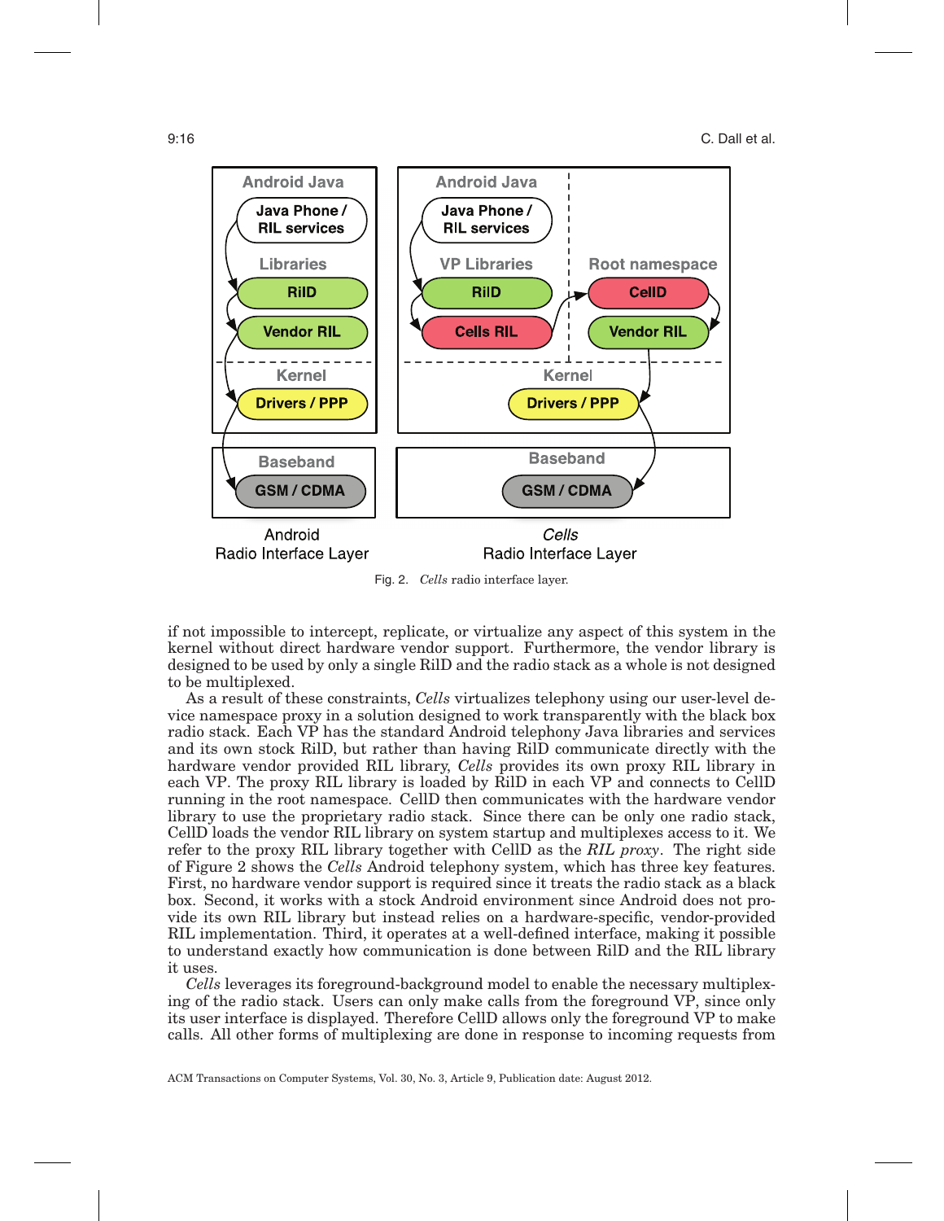Android Java

Java Phone / RIL services

Libraries

RilD

Vendor RIL

Kernel

Drivers / PPP

Baseband

GSM / CDMA

Android
Radio Interface Layer

Android Java

Java Phone / RIL services

VP Libraries

RilD

Cells RIL

Root namespace

CellD

Vendor RIL

Kernel

Drivers / PPP

Baseband

GSM / CDMA

*Cells*
Radio Interface Layer

Fig. 2. *Cells* radio interface layer.

if not impossible to intercept, replicate, or virtualize any aspect of this system in the kernel without direct hardware vendor support. Furthermore, the vendor library is designed to be used by only a single RilD and the radio stack as a whole is not designed to be multiplexed.

As a result of these constraints, *Cells* virtualizes telephony using our user-level device namespace proxy in a solution designed to work transparently with the black box radio stack. Each VP has the standard Android telephony Java libraries and services and its own stock RilD, but rather than having RilD communicate directly with the hardware vendor provided RIL library, *Cells* provides its own proxy RIL library in each VP. The proxy RIL library is loaded by RilD in each VP and connects to CellD running in the root namespace. CellD then communicates with the hardware vendor library to use the proprietary radio stack. Since there can be only one radio stack, CellD loads the vendor RIL library on system startup and multiplexes access to it. We refer to the proxy RIL library together with CellD as the *RIL proxy*. The right side of Figure 2 shows the *Cells* Android telephony system, which has three key features. First, no hardware vendor support is required since it treats the radio stack as a black box. Second, it works with a stock Android environment since Android does not provide its own RIL library but instead relies on a hardware-specific, vendor-provided RIL implementation. Third, it operates at a well-defined interface, making it possible to understand exactly how communication is done between RilD and the RIL library it uses.

*Cells* leverages its foreground-background model to enable the necessary multiplexing of the radio stack. Users can only make calls from the foreground VP, since only its user interface is displayed. Therefore CellD allows only the foreground VP to make calls. All other forms of multiplexing are done in response to incoming requests from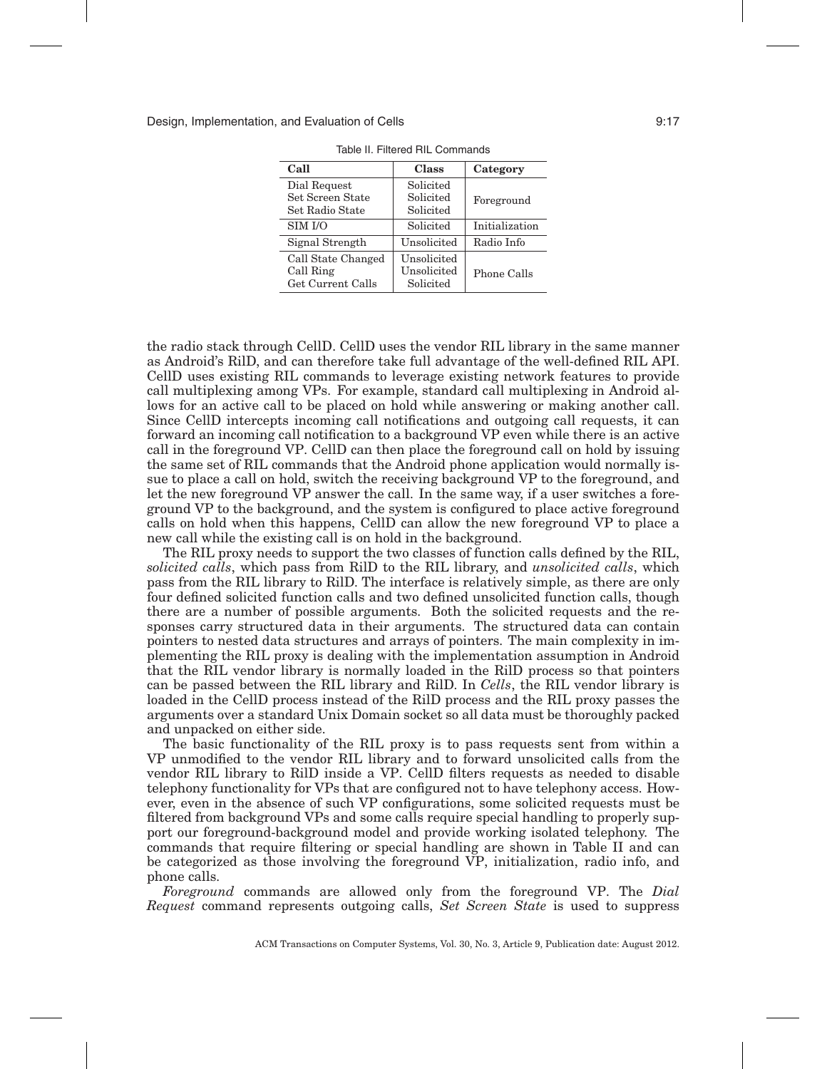Table II. Filtered RIL Commands

| Call | Class | Category |
|---|---|---|
| Dial Request | Solicited | Foreground |
| Set Screen State | Solicited | |
| Set Radio State | Solicited | |
| SIM I/O | Solicited | Initialization |
| Signal Strength | Unsolicited | Radio Info |
| Call State Changed | Unsolicited | Phone Calls |
| Call Ring | Unsolicited | |
| Get Current Calls | Solicited | |

the radio stack through CellD. CellD uses the vendor RIL library in the same manner as Android's RilD, and can therefore take full advantage of the well-defined RIL API. CellD uses existing RIL commands to leverage existing network features to provide call multiplexing among VPs. For example, standard call multiplexing in Android allows for an active call to be placed on hold while answering or making another call. Since CellD intercepts incoming call notifications and outgoing call requests, it can forward an incoming call notification to a background VP even while there is an active call in the foreground VP. CellD can then place the foreground call on hold by issuing the same set of RIL commands that the Android phone application would normally issue to place a call on hold, switch the receiving background VP to the foreground, and let the new foreground VP answer the call. In the same way, if a user switches a foreground VP to the background, and the system is configured to place active foreground calls on hold when this happens, CellD can allow the new foreground VP to place a new call while the existing call is on hold in the background.

The RIL proxy needs to support the two classes of function calls defined by the RIL, *solicited calls*, which pass from RilD to the RIL library, and *unsolicited calls*, which pass from the RIL library to RilD. The interface is relatively simple, as there are only four defined solicited function calls and two defined unsolicited function calls, though there are a number of possible arguments. Both the solicited requests and the responses carry structured data in their arguments. The structured data can contain pointers to nested data structures and arrays of pointers. The main complexity in implementing the RIL proxy is dealing with the implementation assumption in Android that the RIL vendor library is normally loaded in the RilD process so that pointers can be passed between the RIL library and RilD. In *Cells*, the RIL vendor library is loaded in the CellD process instead of the RilD process and the RIL proxy passes the arguments over a standard Unix Domain socket so all data must be thoroughly packed and unpacked on either side.

The basic functionality of the RIL proxy is to pass requests sent from within a VP unmodified to the vendor RIL library and to forward unsolicited calls from the vendor RIL library to RilD inside a VP. CellD filters requests as needed to disable telephony functionality for VPs that are configured not to have telephony access. However, even in the absence of such VP configurations, some solicited requests must be filtered from background VPs and some calls require special handling to properly support our foreground-background model and provide working isolated telephony. The commands that require filtering or special handling are shown in Table II and can be categorized as those involving the foreground VP, initialization, radio info, and phone calls.

*Foreground* commands are allowed only from the foreground VP. The *Dial Request* command represents outgoing calls, *Set Screen State* is used to suppress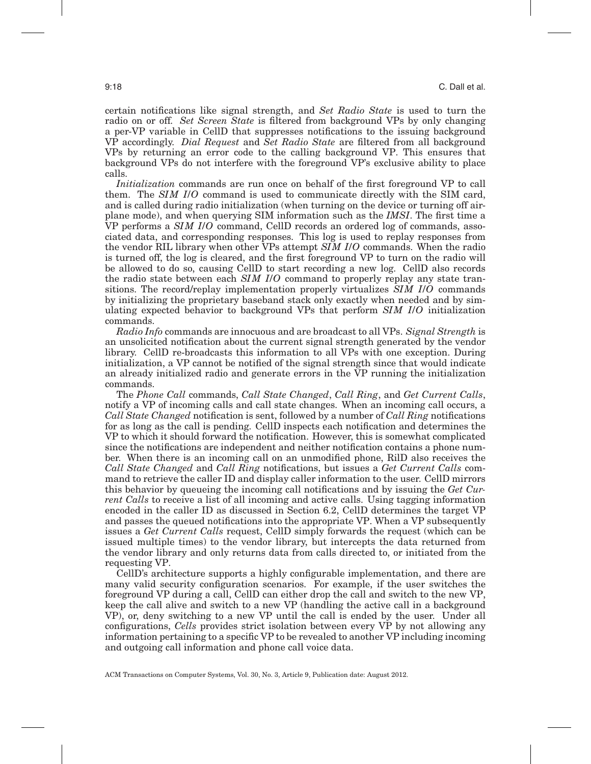certain notifications like signal strength, and *Set Radio State* is used to turn the radio on or off. *Set Screen State* is filtered from background VPs by only changing a per-VP variable in CellD that suppresses notifications to the issuing background VP accordingly. *Dial Request* and *Set Radio State* are filtered from all background VPs by returning an error code to the calling background VP. This ensures that background VPs do not interfere with the foreground VP's exclusive ability to place calls.

*Initialization* commands are run once on behalf of the first foreground VP to call them. The *SIM I/O* command is used to communicate directly with the SIM card, and is called during radio initialization (when turning on the device or turning off airplane mode), and when querying SIM information such as the *IMSI*. The first time a VP performs a *SIM I/O* command, CellD records an ordered log of commands, associated data, and corresponding responses. This log is used to replay responses from the vendor RIL library when other VPs attempt *SIM I/O* commands. When the radio is turned off, the log is cleared, and the first foreground VP to turn on the radio will be allowed to do so, causing CellD to start recording a new log. CellD also records the radio state between each *SIM I/O* command to properly replay any state transitions. The record/replay implementation properly virtualizes *SIM I/O* commands by initializing the proprietary baseband stack only exactly when needed and by simulating expected behavior to background VPs that perform *SIM I/O* initialization commands.

*Radio Info* commands are innocuous and are broadcast to all VPs. *Signal Strength* is an unsolicited notification about the current signal strength generated by the vendor library. CellD re-broadcasts this information to all VPs with one exception. During initialization, a VP cannot be notified of the signal strength since that would indicate an already initialized radio and generate errors in the VP running the initialization commands.

The *Phone Call* commands, *Call State Changed*, *Call Ring*, and *Get Current Calls*, notify a VP of incoming calls and call state changes. When an incoming call occurs, a *Call State Changed* notification is sent, followed by a number of *Call Ring* notifications for as long as the call is pending. CellD inspects each notification and determines the VP to which it should forward the notification. However, this is somewhat complicated since the notifications are independent and neither notification contains a phone number. When there is an incoming call on an unmodified phone, RilD also receives the *Call State Changed* and *Call Ring* notifications, but issues a *Get Current Calls* command to retrieve the caller ID and display caller information to the user. CellD mirrors this behavior by queueing the incoming call notifications and by issuing the *Get Current Calls* to receive a list of all incoming and active calls. Using tagging information encoded in the caller ID as discussed in Section 6.2, CellD determines the target VP and passes the queued notifications into the appropriate VP. When a VP subsequently issues a *Get Current Calls* request, CellD simply forwards the request (which can be issued multiple times) to the vendor library, but intercepts the data returned from the vendor library and only returns data from calls directed to, or initiated from the requesting VP.

CellD's architecture supports a highly configurable implementation, and there are many valid security configuration scenarios. For example, if the user switches the foreground VP during a call, CellD can either drop the call and switch to the new VP, keep the call alive and switch to a new VP (handling the active call in a background VP), or, deny switching to a new VP until the call is ended by the user. Under all configurations, *Cells* provides strict isolation between every VP by not allowing any information pertaining to a specific VP to be revealed to another VP including incoming and outgoing call information and phone call voice data.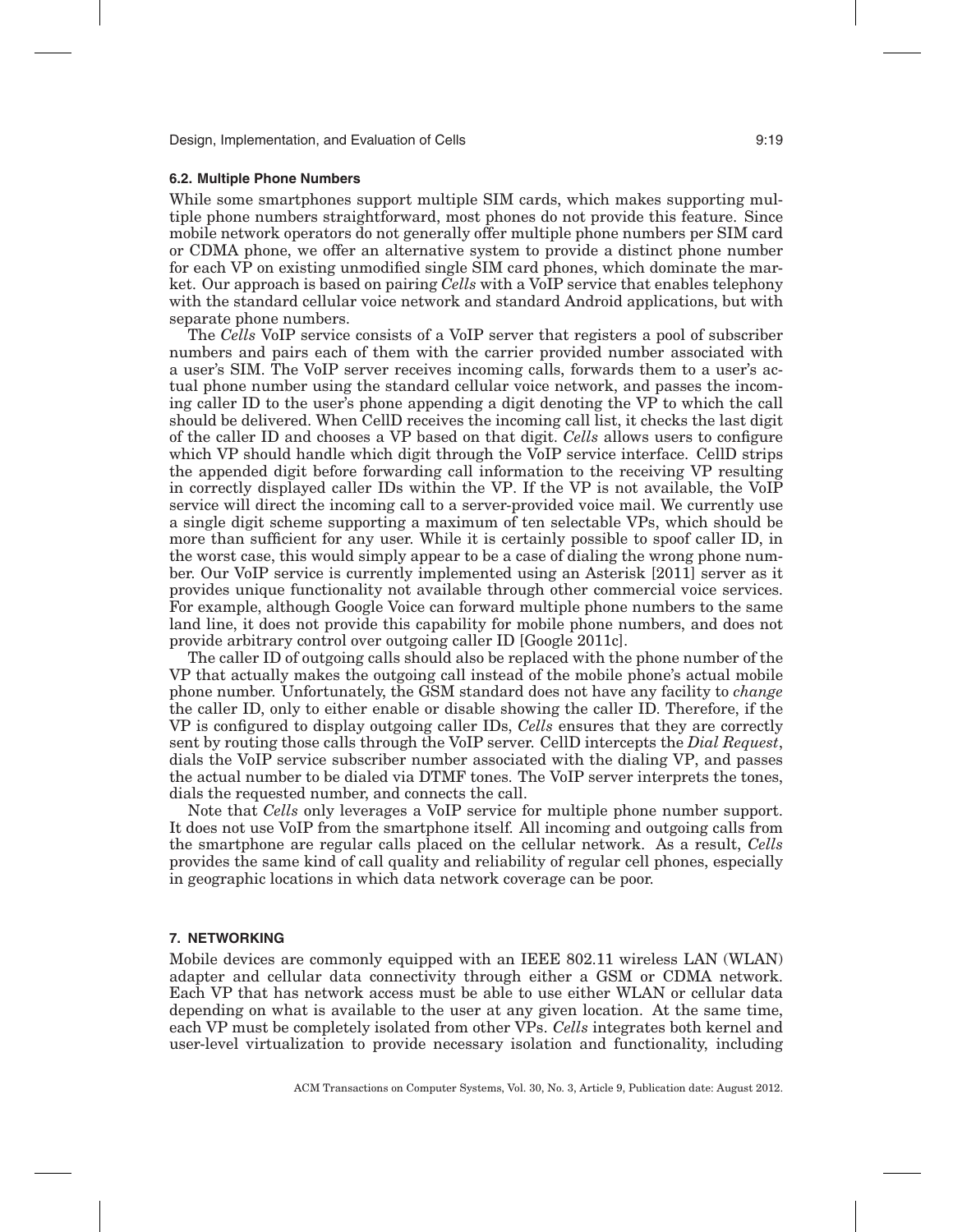### 6.2. Multiple Phone Numbers

While some smartphones support multiple SIM cards, which makes supporting multiple phone numbers straightforward, most phones do not provide this feature. Since mobile network operators do not generally offer multiple phone numbers per SIM card or CDMA phone, we offer an alternative system to provide a distinct phone number for each VP on existing unmodified single SIM card phones, which dominate the market. Our approach is based on pairing *Cells* with a VoIP service that enables telephony with the standard cellular voice network and standard Android applications, but with separate phone numbers.

The *Cells* VoIP service consists of a VoIP server that registers a pool of subscriber numbers and pairs each of them with the carrier provided number associated with a user's SIM. The VoIP server receives incoming calls, forwards them to a user's actual phone number using the standard cellular voice network, and passes the incoming caller ID to the user's phone appending a digit denoting the VP to which the call should be delivered. When CellD receives the incoming call list, it checks the last digit of the caller ID and chooses a VP based on that digit. *Cells* allows users to configure which VP should handle which digit through the VoIP service interface. CellD strips the appended digit before forwarding call information to the receiving VP resulting in correctly displayed caller IDs within the VP. If the VP is not available, the VoIP service will direct the incoming call to a server-provided voice mail. We currently use a single digit scheme supporting a maximum of ten selectable VPs, which should be more than sufficient for any user. While it is certainly possible to spoof caller ID, in the worst case, this would simply appear to be a case of dialing the wrong phone number. Our VoIP service is currently implemented using an Asterisk [2011] server as it provides unique functionality not available through other commercial voice services. For example, although Google Voice can forward multiple phone numbers to the same land line, it does not provide this capability for mobile phone numbers, and does not provide arbitrary control over outgoing caller ID [Google 2011c].

The caller ID of outgoing calls should also be replaced with the phone number of the VP that actually makes the outgoing call instead of the mobile phone's actual mobile phone number. Unfortunately, the GSM standard does not have any facility to *change* the caller ID, only to either enable or disable showing the caller ID. Therefore, if the VP is configured to display outgoing caller IDs, *Cells* ensures that they are correctly sent by routing those calls through the VoIP server. CellD intercepts the *Dial Request*, dials the VoIP service subscriber number associated with the dialing VP, and passes the actual number to be dialed via DTMF tones. The VoIP server interprets the tones, dials the requested number, and connects the call.

Note that *Cells* only leverages a VoIP service for multiple phone number support. It does not use VoIP from the smartphone itself. All incoming and outgoing calls from the smartphone are regular calls placed on the cellular network. As a result, *Cells* provides the same kind of call quality and reliability of regular cell phones, especially in geographic locations in which data network coverage can be poor.

## 7. NETWORKING

Mobile devices are commonly equipped with an IEEE 802.11 wireless LAN (WLAN) adapter and cellular data connectivity through either a GSM or CDMA network. Each VP that has network access must be able to use either WLAN or cellular data depending on what is available to the user at any given location. At the same time, each VP must be completely isolated from other VPs. *Cells* integrates both kernel and user-level virtualization to provide necessary isolation and functionality, including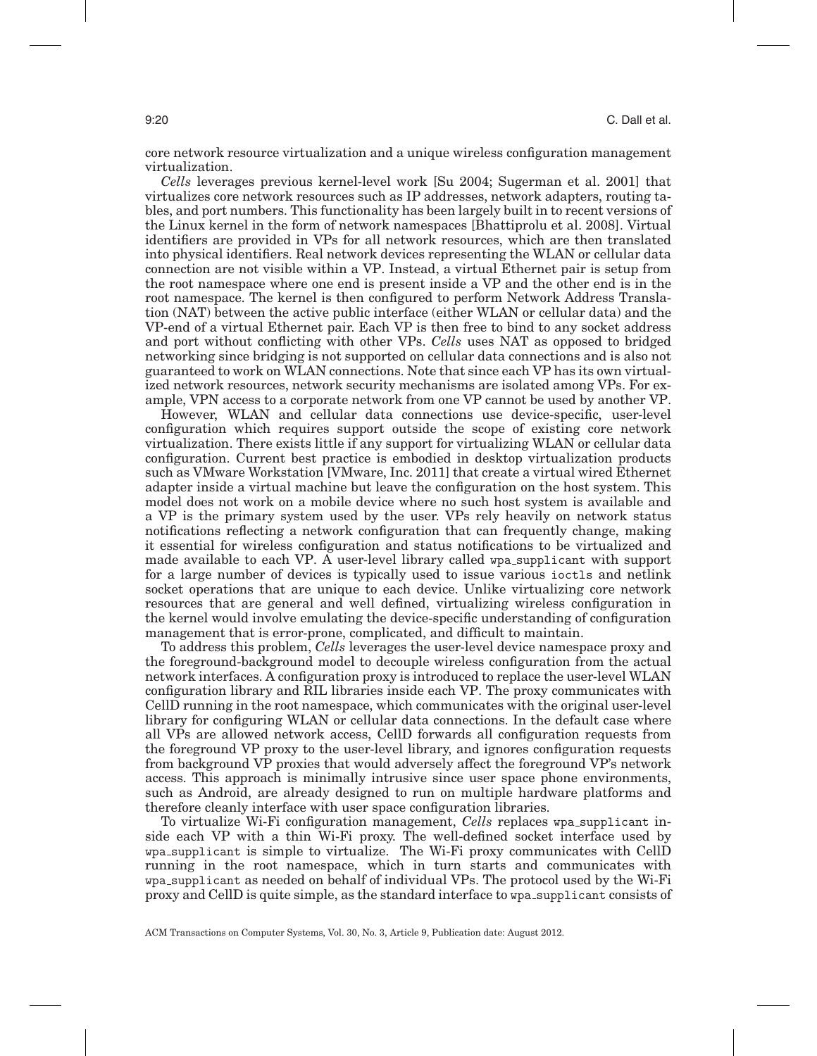core network resource virtualization and a unique wireless configuration management virtualization.

*Cells* leverages previous kernel-level work [Su 2004; Sugerman et al. 2001] that virtualizes core network resources such as IP addresses, network adapters, routing tables, and port numbers. This functionality has been largely built in to recent versions of the Linux kernel in the form of network namespaces [Bhattiprolu et al. 2008]. Virtual identifiers are provided in VPs for all network resources, which are then translated into physical identifiers. Real network devices representing the WLAN or cellular data connection are not visible within a VP. Instead, a virtual Ethernet pair is setup from the root namespace where one end is present inside a VP and the other end is in the root namespace. The kernel is then configured to perform Network Address Translation (NAT) between the active public interface (either WLAN or cellular data) and the VP-end of a virtual Ethernet pair. Each VP is then free to bind to any socket address and port without conflicting with other VPs. *Cells* uses NAT as opposed to bridged networking since bridging is not supported on cellular data connections and is also not guaranteed to work on WLAN connections. Note that since each VP has its own virtualized network resources, network security mechanisms are isolated among VPs. For example, VPN access to a corporate network from one VP cannot be used by another VP.

However, WLAN and cellular data connections use device-specific, user-level configuration which requires support outside the scope of existing core network virtualization. There exists little if any support for virtualizing WLAN or cellular data configuration. Current best practice is embodied in desktop virtualization products such as VMware Workstation [VMware, Inc. 2011] that create a virtual wired Ethernet adapter inside a virtual machine but leave the configuration on the host system. This model does not work on a mobile device where no such host system is available and a VP is the primary system used by the user. VPs rely heavily on network status notifications reflecting a network configuration that can frequently change, making it essential for wireless configuration and status notifications to be virtualized and made available to each VP. A user-level library called `wpa_supplicant` with support for a large number of devices is typically used to issue various `ioctls` and netlink socket operations that are unique to each device. Unlike virtualizing core network resources that are general and well defined, virtualizing wireless configuration in the kernel would involve emulating the device-specific understanding of configuration management that is error-prone, complicated, and difficult to maintain.

To address this problem, *Cells* leverages the user-level device namespace proxy and the foreground-background model to decouple wireless configuration from the actual network interfaces. A configuration proxy is introduced to replace the user-level WLAN configuration library and RIL libraries inside each VP. The proxy communicates with CellD running in the root namespace, which communicates with the original user-level library for configuring WLAN or cellular data connections. In the default case where all VPs are allowed network access, CellD forwards all configuration requests from the foreground VP proxy to the user-level library, and ignores configuration requests from background VP proxies that would adversely affect the foreground VP's network access. This approach is minimally intrusive since user space phone environments, such as Android, are already designed to run on multiple hardware platforms and therefore cleanly interface with user space configuration libraries.

To virtualize Wi-Fi configuration management, *Cells* replaces `wpa_supplicant` inside each VP with a thin Wi-Fi proxy. The well-defined socket interface used by `wpa_supplicant` is simple to virtualize. The Wi-Fi proxy communicates with CellD running in the root namespace, which in turn starts and communicates with `wpa_supplicant` as needed on behalf of individual VPs. The protocol used by the Wi-Fi proxy and CellD is quite simple, as the standard interface to `wpa_supplicant` consists of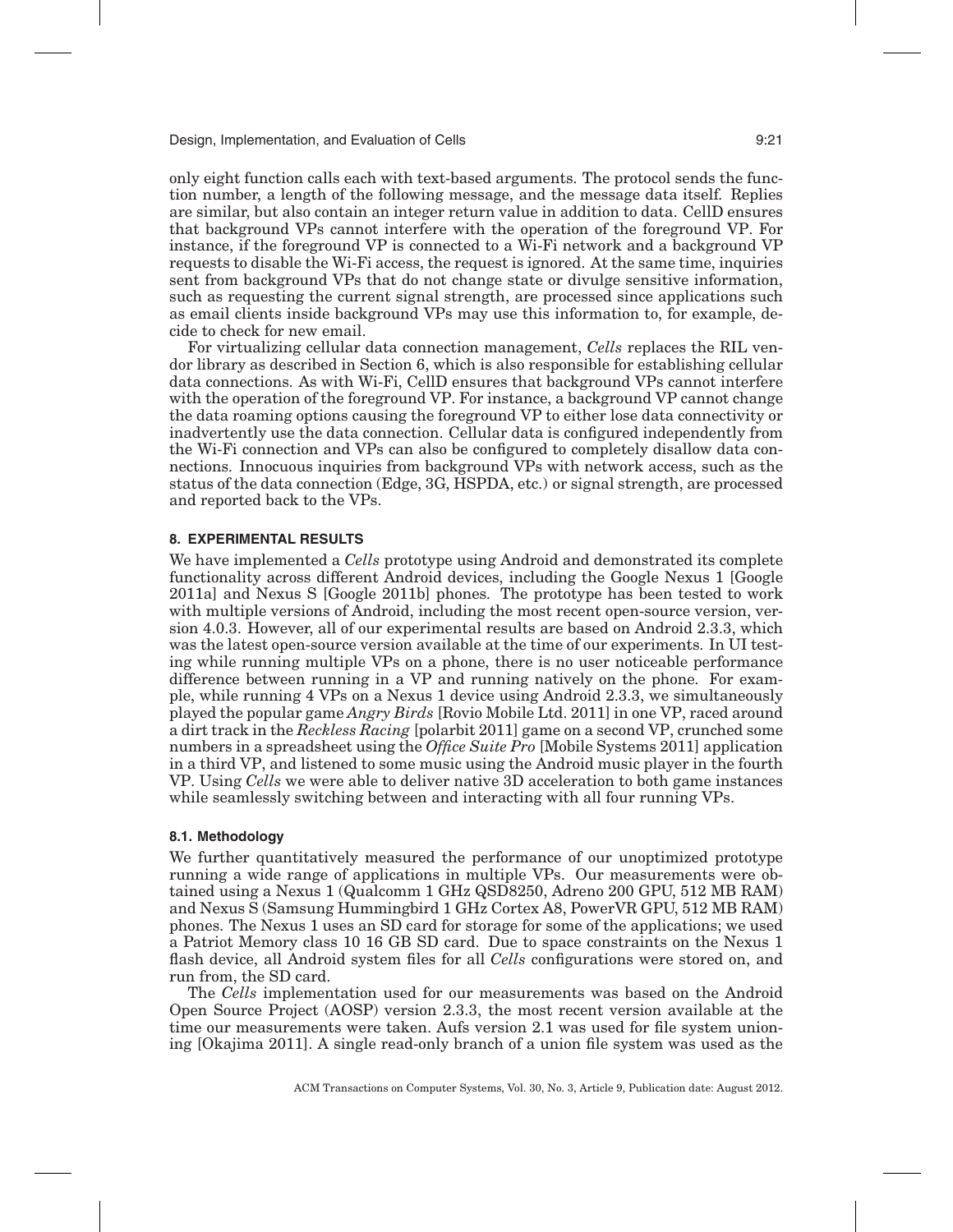only eight function calls each with text-based arguments. The protocol sends the function number, a length of the following message, and the message data itself. Replies are similar, but also contain an integer return value in addition to data. CellD ensures that background VPs cannot interfere with the operation of the foreground VP. For instance, if the foreground VP is connected to a Wi-Fi network and a background VP requests to disable the Wi-Fi access, the request is ignored. At the same time, inquiries sent from background VPs that do not change state or divulge sensitive information, such as requesting the current signal strength, are processed since applications such as email clients inside background VPs may use this information to, for example, decide to check for new email.

For virtualizing cellular data connection management, *Cells* replaces the RIL vendor library as described in Section 6, which is also responsible for establishing cellular data connections. As with Wi-Fi, CellD ensures that background VPs cannot interfere with the operation of the foreground VP. For instance, a background VP cannot change the data roaming options causing the foreground VP to either lose data connectivity or inadvertently use the data connection. Cellular data is configured independently from the Wi-Fi connection and VPs can also be configured to completely disallow data connections. Innocuous inquiries from background VPs with network access, such as the status of the data connection (Edge, 3G, HSPDA, etc.) or signal strength, are processed and reported back to the VPs.

## 8. EXPERIMENTAL RESULTS

We have implemented a *Cells* prototype using Android and demonstrated its complete functionality across different Android devices, including the Google Nexus 1 [Google 2011a] and Nexus S [Google 2011b] phones. The prototype has been tested to work with multiple versions of Android, including the most recent open-source version, version 4.0.3. However, all of our experimental results are based on Android 2.3.3, which was the latest open-source version available at the time of our experiments. In UI testing while running multiple VPs on a phone, there is no user noticeable performance difference between running in a VP and running natively on the phone. For example, while running 4 VPs on a Nexus 1 device using Android 2.3.3, we simultaneously played the popular game *Angry Birds* [Rovio Mobile Ltd. 2011] in one VP, raced around a dirt track in the *Reckless Racing* [polarbit 2011] game on a second VP, crunched some numbers in a spreadsheet using the *Office Suite Pro* [Mobile Systems 2011] application in a third VP, and listened to some music using the Android music player in the fourth VP. Using *Cells* we were able to deliver native 3D acceleration to both game instances while seamlessly switching between and interacting with all four running VPs.

### 8.1. Methodology

We further quantitatively measured the performance of our unoptimized prototype running a wide range of applications in multiple VPs. Our measurements were obtained using a Nexus 1 (Qualcomm 1 GHz QSD8250, Adreno 200 GPU, 512 MB RAM) and Nexus S (Samsung Hummingbird 1 GHz Cortex A8, PowerVR GPU, 512 MB RAM) phones. The Nexus 1 uses an SD card for storage for some of the applications; we used a Patriot Memory class 10 16 GB SD card. Due to space constraints on the Nexus 1 flash device, all Android system files for all *Cells* configurations were stored on, and run from, the SD card.

The *Cells* implementation used for our measurements was based on the Android Open Source Project (AOSP) version 2.3.3, the most recent version available at the time our measurements were taken. Aufs version 2.1 was used for file system unioning [Okajima 2011]. A single read-only branch of a union file system was used as the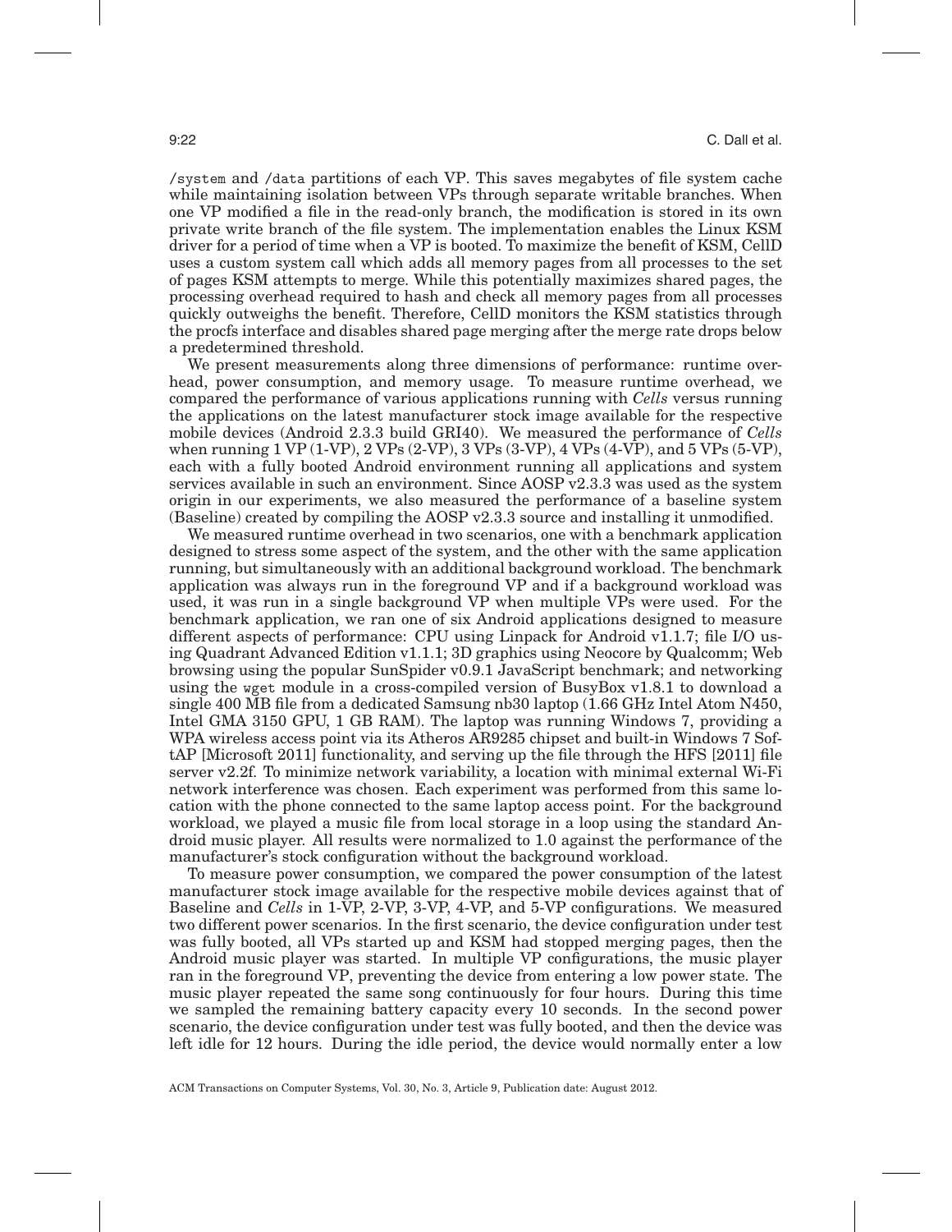/system and /data partitions of each VP. This saves megabytes of file system cache while maintaining isolation between VPs through separate writable branches. When one VP modified a file in the read-only branch, the modification is stored in its own private write branch of the file system. The implementation enables the Linux KSM driver for a period of time when a VP is booted. To maximize the benefit of KSM, CellD uses a custom system call which adds all memory pages from all processes to the set of pages KSM attempts to merge. While this potentially maximizes shared pages, the processing overhead required to hash and check all memory pages from all processes quickly outweighs the benefit. Therefore, CellD monitors the KSM statistics through the procfs interface and disables shared page merging after the merge rate drops below a predetermined threshold.

We present measurements along three dimensions of performance: runtime overhead, power consumption, and memory usage. To measure runtime overhead, we compared the performance of various applications running with *Cells* versus running the applications on the latest manufacturer stock image available for the respective mobile devices (Android 2.3.3 build GRI40). We measured the performance of *Cells* when running 1 VP (1-VP), 2 VPs (2-VP), 3 VPs (3-VP), 4 VPs (4-VP), and 5 VPs (5-VP), each with a fully booted Android environment running all applications and system services available in such an environment. Since AOSP v2.3.3 was used as the system origin in our experiments, we also measured the performance of a baseline system (Baseline) created by compiling the AOSP v2.3.3 source and installing it unmodified.

We measured runtime overhead in two scenarios, one with a benchmark application designed to stress some aspect of the system, and the other with the same application running, but simultaneously with an additional background workload. The benchmark application was always run in the foreground VP and if a background workload was used, it was run in a single background VP when multiple VPs were used. For the benchmark application, we ran one of six Android applications designed to measure different aspects of performance: CPU using Linpack for Android v1.1.7; file I/O using Quadrant Advanced Edition v1.1.1; 3D graphics using Neocore by Qualcomm; Web browsing using the popular SunSpider v0.9.1 JavaScript benchmark; and networking using the wget module in a cross-compiled version of BusyBox v1.8.1 to download a single 400 MB file from a dedicated Samsung nb30 laptop (1.66 GHz Intel Atom N450, Intel GMA 3150 GPU, 1 GB RAM). The laptop was running Windows 7, providing a WPA wireless access point via its Atheros AR9285 chipset and built-in Windows 7 SoftAP [Microsoft 2011] functionality, and serving up the file through the HFS [2011] file server v2.2f. To minimize network variability, a location with minimal external Wi-Fi network interference was chosen. Each experiment was performed from this same location with the phone connected to the same laptop access point. For the background workload, we played a music file from local storage in a loop using the standard Android music player. All results were normalized to 1.0 against the performance of the manufacturer's stock configuration without the background workload.

To measure power consumption, we compared the power consumption of the latest manufacturer stock image available for the respective mobile devices against that of Baseline and *Cells* in 1-VP, 2-VP, 3-VP, 4-VP, and 5-VP configurations. We measured two different power scenarios. In the first scenario, the device configuration under test was fully booted, all VPs started up and KSM had stopped merging pages, then the Android music player was started. In multiple VP configurations, the music player ran in the foreground VP, preventing the device from entering a low power state. The music player repeated the same song continuously for four hours. During this time we sampled the remaining battery capacity every 10 seconds. In the second power scenario, the device configuration under test was fully booted, and then the device was left idle for 12 hours. During the idle period, the device would normally enter a low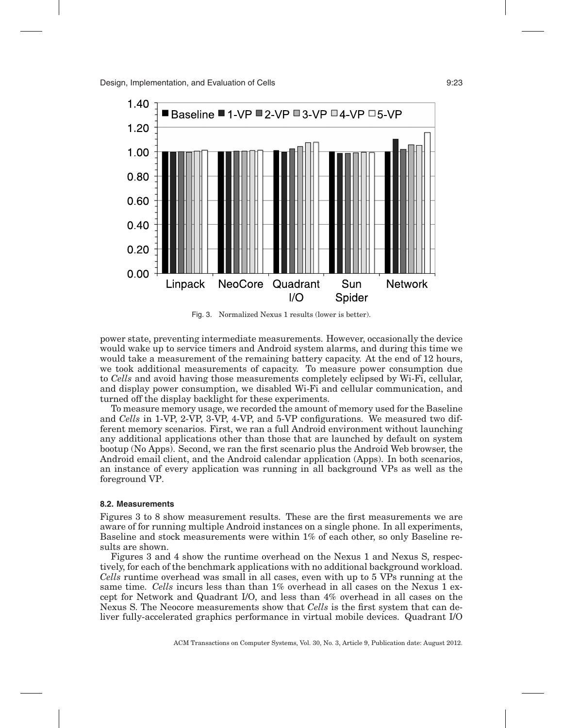Fig. 3. Normalized Nexus 1 results (lower is better).

power state, preventing intermediate measurements. However, occasionally the device would wake up to service timers and Android system alarms, and during this time we would take a measurement of the remaining battery capacity. At the end of 12 hours, we took additional measurements of capacity. To measure power consumption due to *Cells* and avoid having those measurements completely eclipsed by Wi-Fi, cellular, and display power consumption, we disabled Wi-Fi and cellular communication, and turned off the display backlight for these experiments.

To measure memory usage, we recorded the amount of memory used for the Baseline and *Cells* in 1-VP, 2-VP, 3-VP, 4-VP, and 5-VP configurations. We measured two different memory scenarios. First, we ran a full Android environment without launching any additional applications other than those that are launched by default on system bootup (No Apps). Second, we ran the first scenario plus the Android Web browser, the Android email client, and the Android calendar application (Apps). In both scenarios, an instance of every application was running in all background VPs as well as the foreground VP.

### 8.2. Measurements

Figures 3 to 8 show measurement results. These are the first measurements we are aware of for running multiple Android instances on a single phone. In all experiments, Baseline and stock measurements were within 1% of each other, so only Baseline results are shown.

Figures 3 and 4 show the runtime overhead on the Nexus 1 and Nexus S, respectively, for each of the benchmark applications with no additional background workload. *Cells* runtime overhead was small in all cases, even with up to 5 VPs running at the same time. *Cells* incurs less than than 1% overhead in all cases on the Nexus 1 except for Network and Quadrant I/O, and less than 4% overhead in all cases on the Nexus S. The Neocore measurements show that *Cells* is the first system that can deliver fully-accelerated graphics performance in virtual mobile devices. Quadrant I/O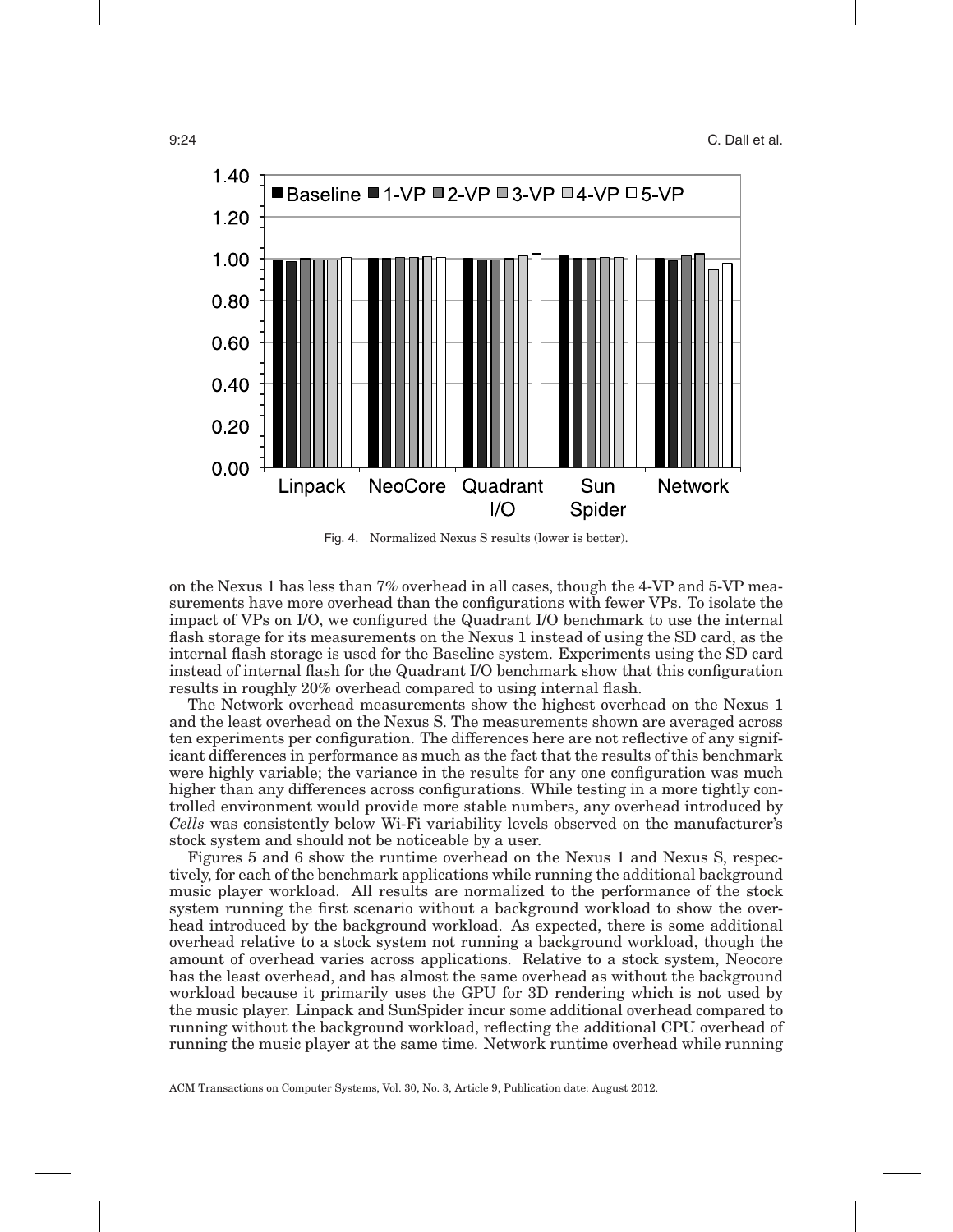Fig. 4. Normalized Nexus S results (lower is better).

on the Nexus 1 has less than 7% overhead in all cases, though the 4-VP and 5-VP measurements have more overhead than the configurations with fewer VPs. To isolate the impact of VPs on I/O, we configured the Quadrant I/O benchmark to use the internal flash storage for its measurements on the Nexus 1 instead of using the SD card, as the internal flash storage is used for the Baseline system. Experiments using the SD card instead of internal flash for the Quadrant I/O benchmark show that this configuration results in roughly 20% overhead compared to using internal flash.

The Network overhead measurements show the highest overhead on the Nexus 1 and the least overhead on the Nexus S. The measurements shown are averaged across ten experiments per configuration. The differences here are not reflective of any significant differences in performance as much as the fact that the results of this benchmark were highly variable; the variance in the results for any one configuration was much higher than any differences across configurations. While testing in a more tightly controlled environment would provide more stable numbers, any overhead introduced by *Cells* was consistently below Wi-Fi variability levels observed on the manufacturer's stock system and should not be noticeable by a user.

Figures 5 and 6 show the runtime overhead on the Nexus 1 and Nexus S, respectively, for each of the benchmark applications while running the additional background music player workload. All results are normalized to the performance of the stock system running the first scenario without a background workload to show the overhead introduced by the background workload. As expected, there is some additional overhead relative to a stock system not running a background workload, though the amount of overhead varies across applications. Relative to a stock system, Neocore has the least overhead, and has almost the same overhead as without the background workload because it primarily uses the GPU for 3D rendering which is not used by the music player. Linpack and SunSpider incur some additional overhead compared to running without the background workload, reflecting the additional CPU overhead of running the music player at the same time. Network runtime overhead while running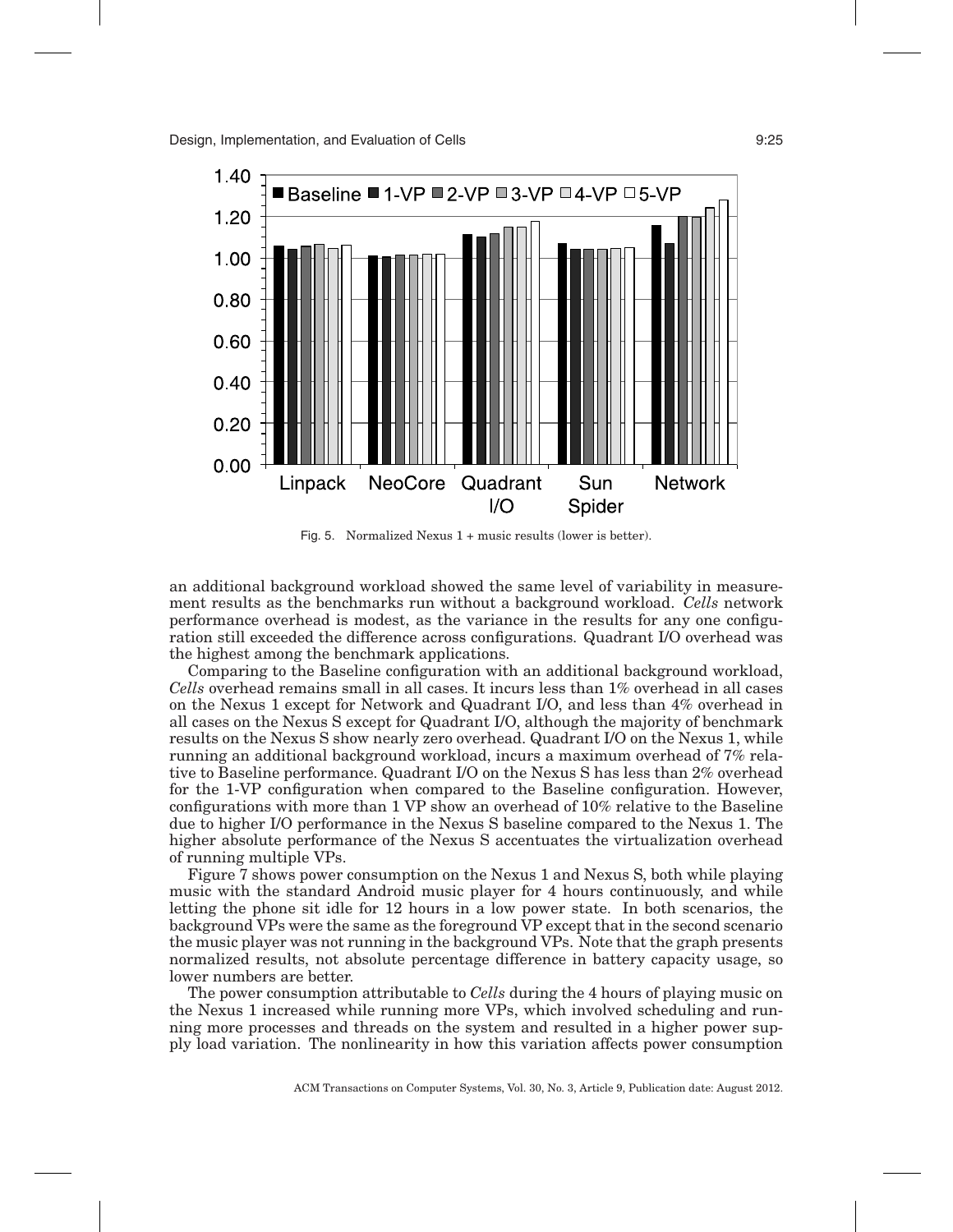Fig. 5. Normalized Nexus 1 + music results (lower is better).

an additional background workload showed the same level of variability in measurement results as the benchmarks run without a background workload. *Cells* network performance overhead is modest, as the variance in the results for any one configuration still exceeded the difference across configurations. Quadrant I/O overhead was the highest among the benchmark applications.

Comparing to the Baseline configuration with an additional background workload, *Cells* overhead remains small in all cases. It incurs less than 1% overhead in all cases on the Nexus 1 except for Network and Quadrant I/O, and less than 4% overhead in all cases on the Nexus S except for Quadrant I/O, although the majority of benchmark results on the Nexus S show nearly zero overhead. Quadrant I/O on the Nexus 1, while running an additional background workload, incurs a maximum overhead of 7% relative to Baseline performance. Quadrant I/O on the Nexus S has less than 2% overhead for the 1-VP configuration when compared to the Baseline configuration. However, configurations with more than 1 VP show an overhead of 10% relative to the Baseline due to higher I/O performance in the Nexus S baseline compared to the Nexus 1. The higher absolute performance of the Nexus S accentuates the virtualization overhead of running multiple VPs.

Figure 7 shows power consumption on the Nexus 1 and Nexus S, both while playing music with the standard Android music player for 4 hours continuously, and while letting the phone sit idle for 12 hours in a low power state. In both scenarios, the background VPs were the same as the foreground VP except that in the second scenario the music player was not running in the background VPs. Note that the graph presents normalized results, not absolute percentage difference in battery capacity usage, so lower numbers are better.

The power consumption attributable to *Cells* during the 4 hours of playing music on the Nexus 1 increased while running more VPs, which involved scheduling and running more processes and threads on the system and resulted in a higher power supply load variation. The nonlinearity in how this variation affects power consumption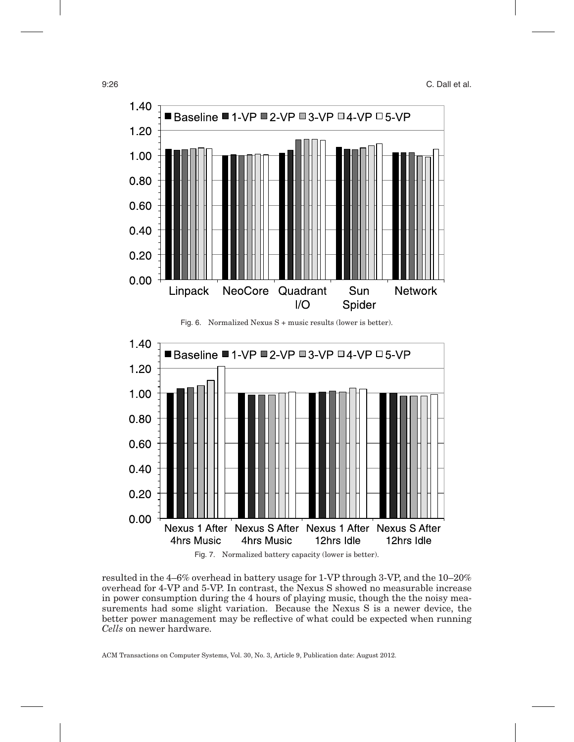Fig. 6. Normalized Nexus S + music results (lower is better).

Fig. 7. Normalized battery capacity (lower is better).

resulted in the 4–6% overhead in battery usage for 1-VP through 3-VP, and the 10–20% overhead for 4-VP and 5-VP. In contrast, the Nexus S showed no measurable increase in power consumption during the 4 hours of playing music, though the the noisy measurements had some slight variation. Because the Nexus S is a newer device, the better power management may be reflective of what could be expected when running *Cells* on newer hardware.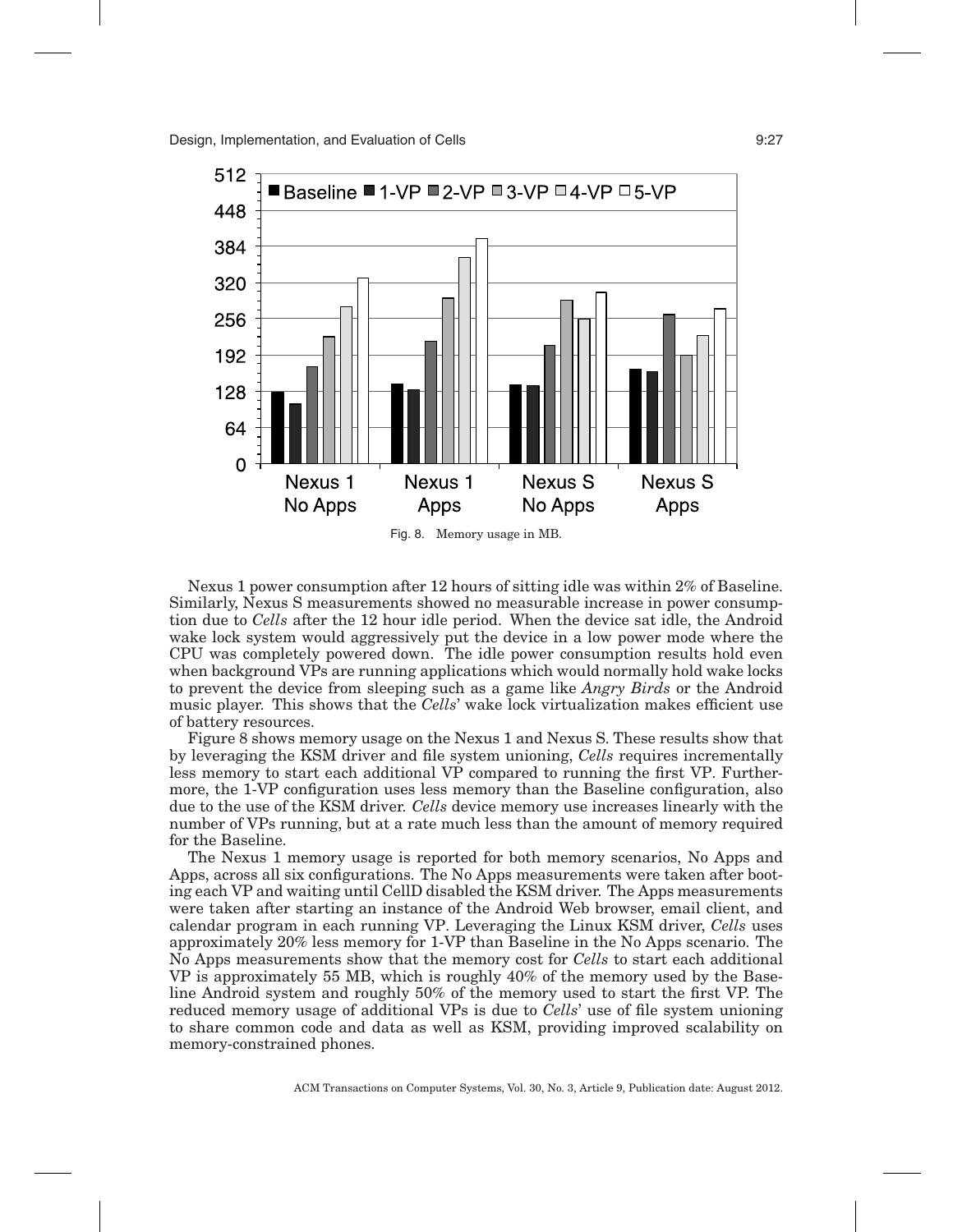Fig. 8. Memory usage in MB.

Nexus 1 power consumption after 12 hours of sitting idle was within 2% of Baseline. Similarly, Nexus S measurements showed no measurable increase in power consumption due to *Cells* after the 12 hour idle period. When the device sat idle, the Android wake lock system would aggressively put the device in a low power mode where the CPU was completely powered down. The idle power consumption results hold even when background VPs are running applications which would normally hold wake locks to prevent the device from sleeping such as a game like *Angry Birds* or the Android music player. This shows that the *Cells*' wake lock virtualization makes efficient use of battery resources.

Figure 8 shows memory usage on the Nexus 1 and Nexus S. These results show that by leveraging the KSM driver and file system unioning, *Cells* requires incrementally less memory to start each additional VP compared to running the first VP. Furthermore, the 1-VP configuration uses less memory than the Baseline configuration, also due to the use of the KSM driver. *Cells* device memory use increases linearly with the number of VPs running, but at a rate much less than the amount of memory required for the Baseline.

The Nexus 1 memory usage is reported for both memory scenarios, No Apps and Apps, across all six configurations. The No Apps measurements were taken after booting each VP and waiting until CellD disabled the KSM driver. The Apps measurements were taken after starting an instance of the Android Web browser, email client, and calendar program in each running VP. Leveraging the Linux KSM driver, *Cells* uses approximately 20% less memory for 1-VP than Baseline in the No Apps scenario. The No Apps measurements show that the memory cost for *Cells* to start each additional VP is approximately 55 MB, which is roughly 40% of the memory used by the Baseline Android system and roughly 50% of the memory used to start the first VP. The reduced memory usage of additional VPs is due to *Cells*' use of file system unioning to share common code and data as well as KSM, providing improved scalability on memory-constrained phones.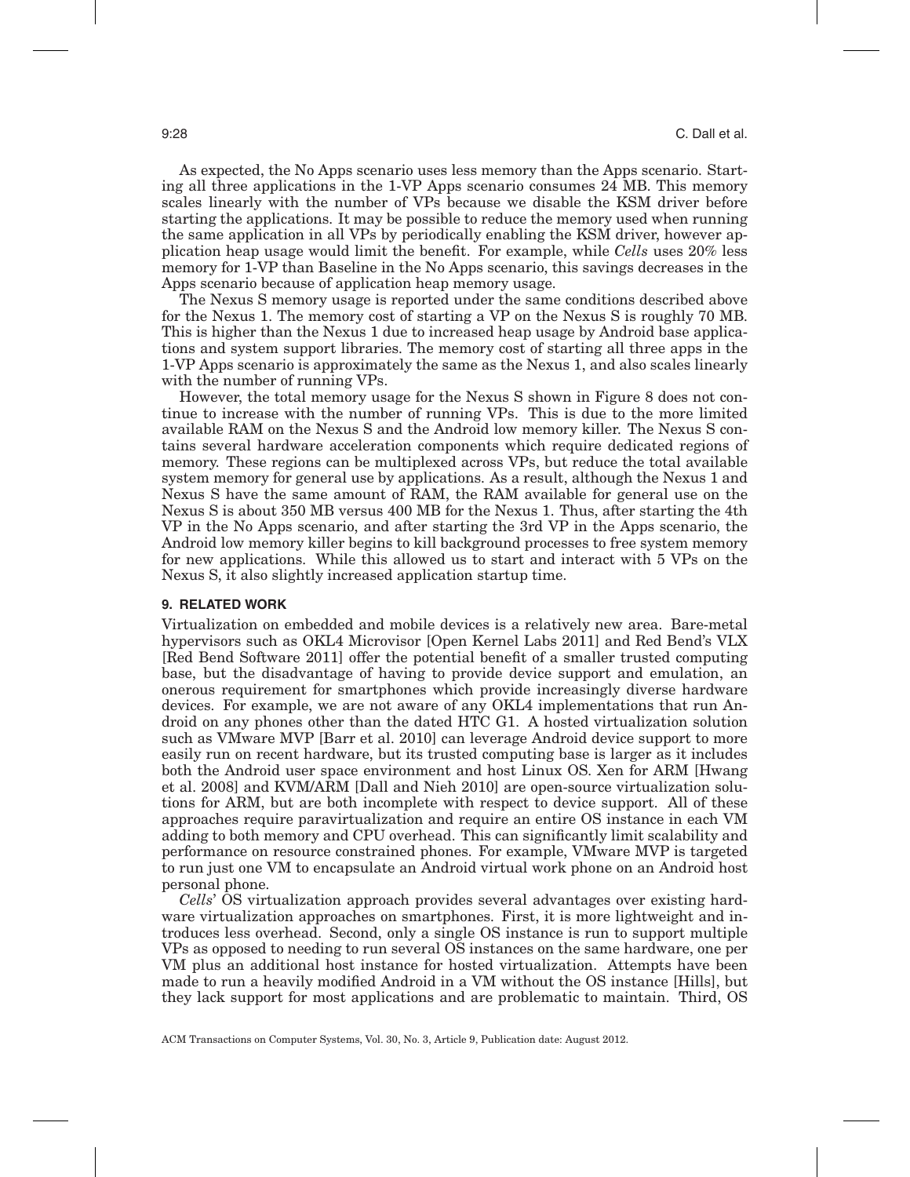As expected, the No Apps scenario uses less memory than the Apps scenario. Starting all three applications in the 1-VP Apps scenario consumes 24 MB. This memory scales linearly with the number of VPs because we disable the KSM driver before starting the applications. It may be possible to reduce the memory used when running the same application in all VPs by periodically enabling the KSM driver, however application heap usage would limit the benefit. For example, while *Cells* uses 20% less memory for 1-VP than Baseline in the No Apps scenario, this savings decreases in the Apps scenario because of application heap memory usage.

The Nexus S memory usage is reported under the same conditions described above for the Nexus 1. The memory cost of starting a VP on the Nexus S is roughly 70 MB. This is higher than the Nexus 1 due to increased heap usage by Android base applications and system support libraries. The memory cost of starting all three apps in the 1-VP Apps scenario is approximately the same as the Nexus 1, and also scales linearly with the number of running VPs.

However, the total memory usage for the Nexus S shown in Figure 8 does not continue to increase with the number of running VPs. This is due to the more limited available RAM on the Nexus S and the Android low memory killer. The Nexus S contains several hardware acceleration components which require dedicated regions of memory. These regions can be multiplexed across VPs, but reduce the total available system memory for general use by applications. As a result, although the Nexus 1 and Nexus S have the same amount of RAM, the RAM available for general use on the Nexus S is about 350 MB versus 400 MB for the Nexus 1. Thus, after starting the 4th VP in the No Apps scenario, and after starting the 3rd VP in the Apps scenario, the Android low memory killer begins to kill background processes to free system memory for new applications. While this allowed us to start and interact with 5 VPs on the Nexus S, it also slightly increased application startup time.

## 9. RELATED WORK

Virtualization on embedded and mobile devices is a relatively new area. Bare-metal hypervisors such as OKL4 Microvisor [Open Kernel Labs 2011] and Red Bend's VLX [Red Bend Software 2011] offer the potential benefit of a smaller trusted computing base, but the disadvantage of having to provide device support and emulation, an onerous requirement for smartphones which provide increasingly diverse hardware devices. For example, we are not aware of any OKL4 implementations that run Android on any phones other than the dated HTC G1. A hosted virtualization solution such as VMware MVP [Barr et al. 2010] can leverage Android device support to more easily run on recent hardware, but its trusted computing base is larger as it includes both the Android user space environment and host Linux OS. Xen for ARM [Hwang et al. 2008] and KVM/ARM [Dall and Nieh 2010] are open-source virtualization solutions for ARM, but are both incomplete with respect to device support. All of these approaches require paravirtualization and require an entire OS instance in each VM adding to both memory and CPU overhead. This can significantly limit scalability and performance on resource constrained phones. For example, VMware MVP is targeted to run just one VM to encapsulate an Android virtual work phone on an Android host personal phone.

*Cells*' OS virtualization approach provides several advantages over existing hardware virtualization approaches on smartphones. First, it is more lightweight and introduces less overhead. Second, only a single OS instance is run to support multiple VPs as opposed to needing to run several OS instances on the same hardware, one per VM plus an additional host instance for hosted virtualization. Attempts have been made to run a heavily modified Android in a VM without the OS instance [Hills], but they lack support for most applications and are problematic to maintain. Third, OS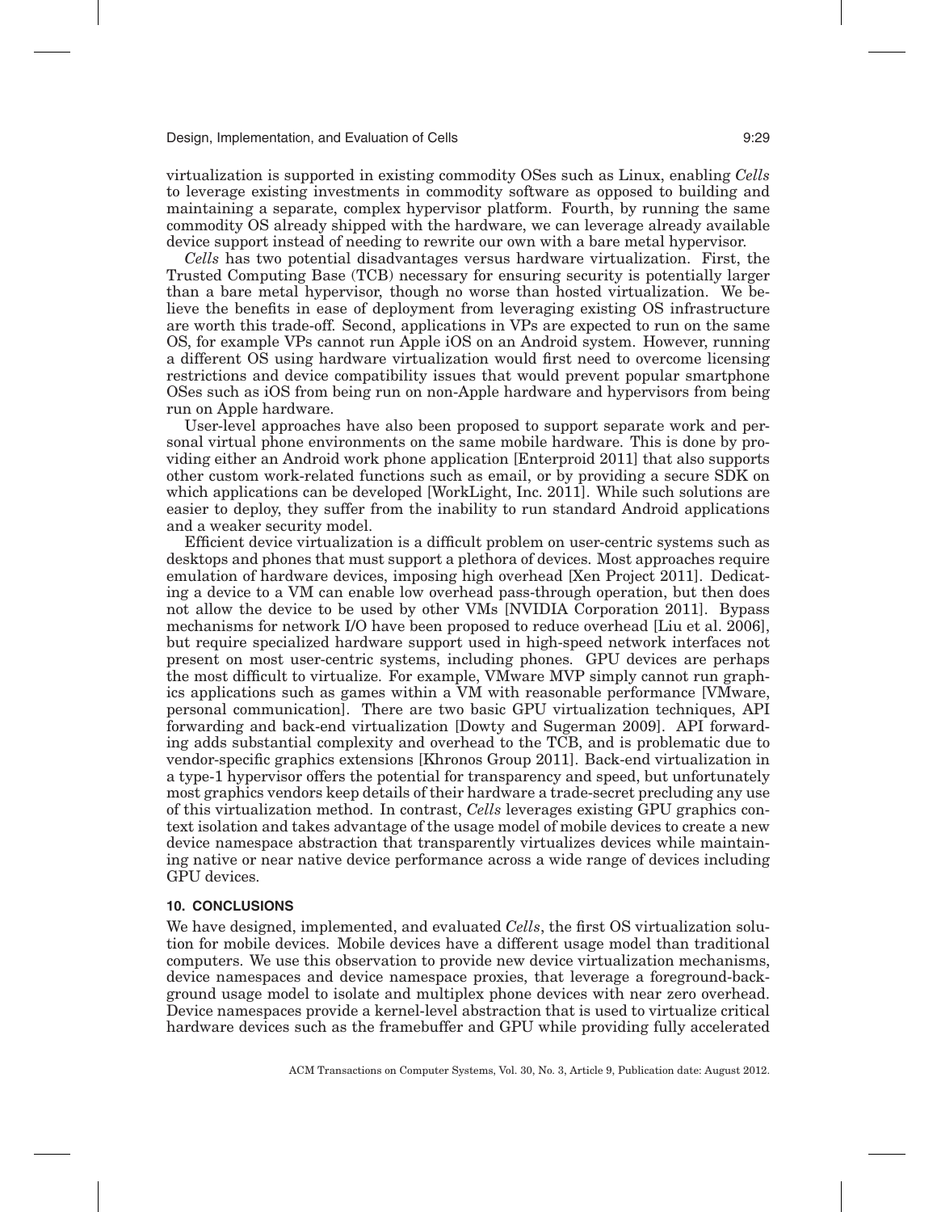virtualization is supported in existing commodity OSes such as Linux, enabling *Cells* to leverage existing investments in commodity software as opposed to building and maintaining a separate, complex hypervisor platform. Fourth, by running the same commodity OS already shipped with the hardware, we can leverage already available device support instead of needing to rewrite our own with a bare metal hypervisor.

*Cells* has two potential disadvantages versus hardware virtualization. First, the Trusted Computing Base (TCB) necessary for ensuring security is potentially larger than a bare metal hypervisor, though no worse than hosted virtualization. We believe the benefits in ease of deployment from leveraging existing OS infrastructure are worth this trade-off. Second, applications in VPs are expected to run on the same OS, for example VPs cannot run Apple iOS on an Android system. However, running a different OS using hardware virtualization would first need to overcome licensing restrictions and device compatibility issues that would prevent popular smartphone OSes such as iOS from being run on non-Apple hardware and hypervisors from being run on Apple hardware.

User-level approaches have also been proposed to support separate work and personal virtual phone environments on the same mobile hardware. This is done by providing either an Android work phone application [Enterproid 2011] that also supports other custom work-related functions such as email, or by providing a secure SDK on which applications can be developed [WorkLight, Inc. 2011]. While such solutions are easier to deploy, they suffer from the inability to run standard Android applications and a weaker security model.

Efficient device virtualization is a difficult problem on user-centric systems such as desktops and phones that must support a plethora of devices. Most approaches require emulation of hardware devices, imposing high overhead [Xen Project 2011]. Dedicating a device to a VM can enable low overhead pass-through operation, but then does not allow the device to be used by other VMs [NVIDIA Corporation 2011]. Bypass mechanisms for network I/O have been proposed to reduce overhead [Liu et al. 2006], but require specialized hardware support used in high-speed network interfaces not present on most user-centric systems, including phones. GPU devices are perhaps the most difficult to virtualize. For example, VMware MVP simply cannot run graphics applications such as games within a VM with reasonable performance [VMware, personal communication]. There are two basic GPU virtualization techniques, API forwarding and back-end virtualization [Dowty and Sugerman 2009]. API forwarding adds substantial complexity and overhead to the TCB, and is problematic due to vendor-specific graphics extensions [Khronos Group 2011]. Back-end virtualization in a type-1 hypervisor offers the potential for transparency and speed, but unfortunately most graphics vendors keep details of their hardware a trade-secret precluding any use of this virtualization method. In contrast, *Cells* leverages existing GPU graphics context isolation and takes advantage of the usage model of mobile devices to create a new device namespace abstraction that transparently virtualizes devices while maintaining native or near native device performance across a wide range of devices including GPU devices.

## 10. CONCLUSIONS

We have designed, implemented, and evaluated *Cells*, the first OS virtualization solution for mobile devices. Mobile devices have a different usage model than traditional computers. We use this observation to provide new device virtualization mechanisms, device namespaces and device namespace proxies, that leverage a foreground-background usage model to isolate and multiplex phone devices with near zero overhead. Device namespaces provide a kernel-level abstraction that is used to virtualize critical hardware devices such as the framebuffer and GPU while providing fully accelerated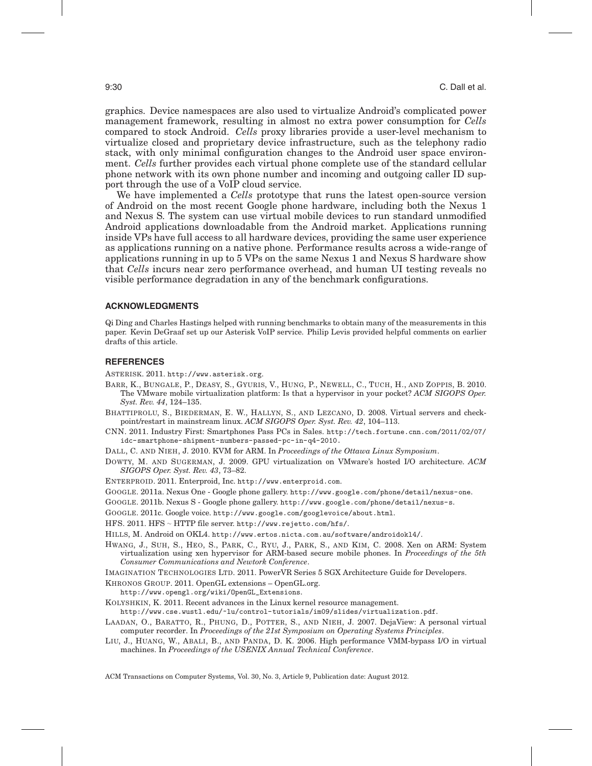graphics. Device namespaces are also used to virtualize Android's complicated power management framework, resulting in almost no extra power consumption for *Cells* compared to stock Android. *Cells* proxy libraries provide a user-level mechanism to virtualize closed and proprietary device infrastructure, such as the telephony radio stack, with only minimal configuration changes to the Android user space environment. *Cells* further provides each virtual phone complete use of the standard cellular phone network with its own phone number and incoming and outgoing caller ID support through the use of a VoIP cloud service.

We have implemented a *Cells* prototype that runs the latest open-source version of Android on the most recent Google phone hardware, including both the Nexus 1 and Nexus S. The system can use virtual mobile devices to run standard unmodified Android applications downloadable from the Android market. Applications running inside VPs have full access to all hardware devices, providing the same user experience as applications running on a native phone. Performance results across a wide-range of applications running in up to 5 VPs on the same Nexus 1 and Nexus S hardware show that *Cells* incurs near zero performance overhead, and human UI testing reveals no visible performance degradation in any of the benchmark configurations.

## ACKNOWLEDGMENTS

Qi Ding and Charles Hastings helped with running benchmarks to obtain many of the measurements in this paper. Kevin DeGraaf set up our Asterisk VoIP service. Philip Levis provided helpful comments on earlier drafts of this article.

## REFERENCES

ASTERISK. 2011. http://www.asterisk.org.

BARR, K., BUNGALE, P., DEASY, S., GYURIS, V., HUNG, P., NEWELL, C., TUCH, H., AND ZOPPIS, B. 2010. The VMware mobile virtualization platform: Is that a hypervisor in your pocket? *ACM SIGOPS Oper. Syst. Rev. 44*, 124–135.

BHATTIPROLU, S., BIEDERMAN, E. W., HALLYN, S., AND LEZCANO, D. 2008. Virtual servers and checkpoint/restart in mainstream linux. *ACM SIGOPS Oper. Syst. Rev. 42*, 104–113.

CNN. 2011. Industry First: Smartphones Pass PCs in Sales. http://tech.fortune.cnn.com/2011/02/07/idc-smartphone-shipment-numbers-passed-pc-in-q4-2010.

DALL, C. AND NIEH, J. 2010. KVM for ARM. In *Proceedings of the Ottawa Linux Symposium*.

DOWTY, M. AND SUGERMAN, J. 2009. GPU virtualization on VMware's hosted I/O architecture. *ACM SIGOPS Oper. Syst. Rev. 43*, 73–82.

ENTERPROID. 2011. Enterproid, Inc. http://www.enterproid.com.

GOOGLE. 2011a. Nexus One - Google phone gallery. http://www.google.com/phone/detail/nexus-one.

GOOGLE. 2011b. Nexus S - Google phone gallery. http://www.google.com/phone/detail/nexus-s.

GOOGLE. 2011c. Google voice. http://www.google.com/googlevoice/about.html.

HFS. 2011. HFS ~ HTTP file server. http://www.rejetto.com/hfs/.

HILLS, M. Android on OKL4. http://www.ertos.nicta.com.au/software/androidokl4/.

HWANG, J., SUH, S., HEO, S., PARK, C., RYU, J., PARK, S., AND KIM, C. 2008. Xen on ARM: System virtualization using xen hypervisor for ARM-based secure mobile phones. In *Proceedings of the 5th Consumer Communications and Newtork Conference*.

IMAGINATION TECHNOLOGIES LTD. 2011. PowerVR Series 5 SGX Architecture Guide for Developers.

KHRONOS GROUP. 2011. OpenGL extensions – OpenGL.org. http://www.opengl.org/wiki/OpenGL_Extensions.

KOLYSHKIN, K. 2011. Recent advances in the Linux kernel resource management. http://www.cse.wustl.edu/~lu/control-tutorials/im09/slides/virtualization.pdf.

LAADAN, O., BARATTO, R., PHUNG, D., POTTER, S., AND NIEH, J. 2007. DejaView: A personal virtual computer recorder. In *Proceedings of the 21st Symposium on Operating Systems Principles*.

LIU, J., HUANG, W., ABALI, B., AND PANDA, D. K. 2006. High performance VMM-bypass I/O in virtual machines. In *Proceedings of the USENIX Annual Technical Conference*.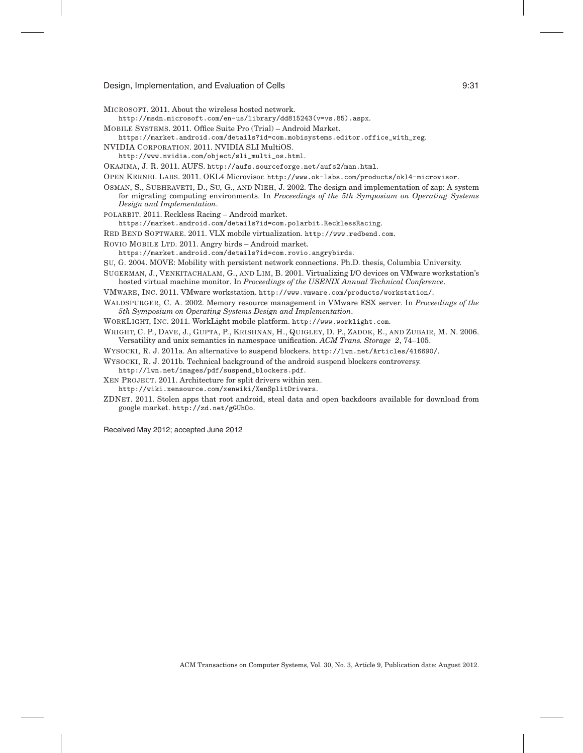MICROSOFT. 2011. About the wireless hosted network. http://msdn.microsoft.com/en-us/library/dd815243(v=vs.85).aspx.

MOBILE SYSTEMS. 2011. Office Suite Pro (Trial) – Android Market. https://market.android.com/details?id=com.mobisystems.editor.office_with_reg.

NVIDIA CORPORATION. 2011. NVIDIA SLI MultiOS. http://www.nvidia.com/object/sli_multi_os.html.

OKAJIMA, J. R. 2011. AUFS. http://aufs.sourceforge.net/aufs2/man.html.

OPEN KERNEL LABS. 2011. OKL4 Microvisor. http://www.ok-labs.com/products/okl4-microvisor.

OSMAN, S., SUBHRAVETI, D., SU, G., AND NIEH, J. 2002. The design and implementation of zap: A system for migrating computing environments. In *Proceedings of the 5th Symposium on Operating Systems Design and Implementation*.

POLARBIT. 2011. Reckless Racing – Android market. https://market.android.com/details?id=com.polarbit.RecklessRacing.

RED BEND SOFTWARE. 2011. VLX mobile virtualization. http://www.redbend.com.

ROVIO MOBILE LTD. 2011. Angry birds – Android market. https://market.android.com/details?id=com.rovio.angrybirds.

SU, G. 2004. MOVE: Mobility with persistent network connections. Ph.D. thesis, Columbia University.

SUGERMAN, J., VENKITACHALAM, G., AND LIM, B. 2001. Virtualizing I/O devices on VMware workstation's hosted virtual machine monitor. In *Proceedings of the USENIX Annual Technical Conference*.

VMWARE, INC. 2011. VMware workstation. http://www.vmware.com/products/workstation/.

WALDSPURGER, C. A. 2002. Memory resource management in VMware ESX server. In *Proceedings of the 5th Symposium on Operating Systems Design and Implementation*.

WORKLIGHT, INC. 2011. WorkLight mobile platform. http://www.worklight.com.

WRIGHT, C. P., DAVE, J., GUPTA, P., KRISHNAN, H., QUIGLEY, D. P., ZADOK, E., AND ZUBAIR, M. N. 2006. Versatility and unix semantics in namespace unification. *ACM Trans. Storage 2*, 74–105.

WYSOCKI, R. J. 2011a. An alternative to suspend blockers. http://lwn.net/Articles/416690/.

WYSOCKI, R. J. 2011b. Technical background of the android suspend blockers controversy. http://lwn.net/images/pdf/suspend_blockers.pdf.

XEN PROJECT. 2011. Architecture for split drivers within xen. http://wiki.xensource.com/xenwiki/XenSplitDrivers.

ZDNET. 2011. Stolen apps that root android, steal data and open backdoors available for download from google market. http://zd.net/gGUhOo.

Received May 2012; accepted June 2012